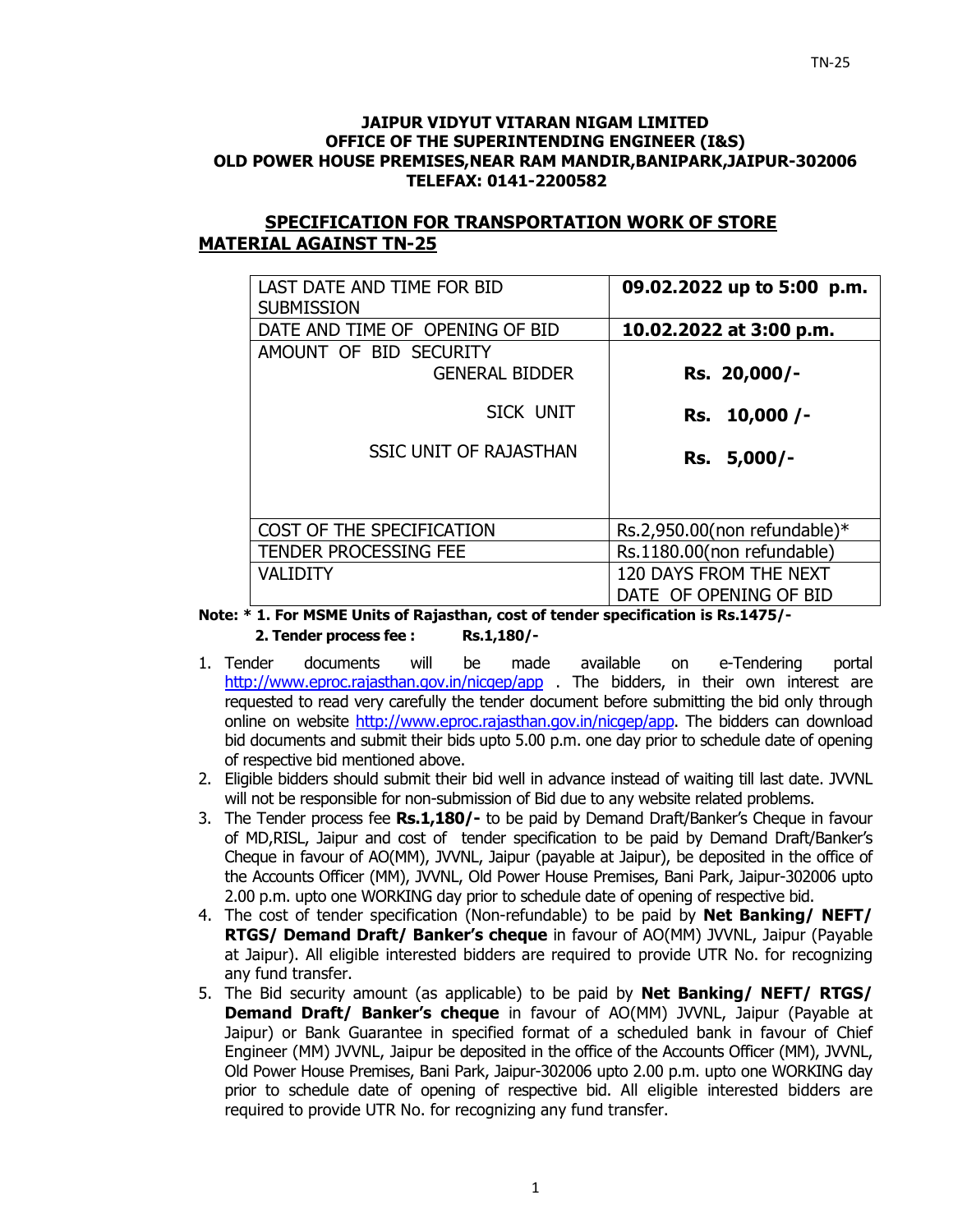TN-25

**JAIPUR VIDYUT VITARAN NIGAM LIMITED**
**OFFICE OF THE SUPERINTENDING ENGINEER (I&S)**
**OLD POWER HOUSE PREMISES,NEAR RAM MANDIR,BANIPARK,JAIPUR-302006**
**TELEFAX: 0141-2200582**

## SPECIFICATION FOR TRANSPORTATION WORK OF STORE MATERIAL AGAINST TN-25

| | |
|---|---|
| LAST DATE AND TIME FOR BID SUBMISSION | **09.02.2022 up to 5:00 p.m.** |
| DATE AND TIME OF OPENING OF BID | **10.02.2022 at 3:00 p.m.** |
| AMOUNT OF BID SECURITY<br>GENERAL BIDDER<br>SICK UNIT<br>SSIC UNIT OF RAJASTHAN | <br>**Rs. 20,000/-**<br>**Rs. 10,000 /-**<br>**Rs. 5,000/-** |
| COST OF THE SPECIFICATION | Rs.2,950.00(non refundable)* |
| TENDER PROCESSING FEE | Rs.1180.00(non refundable) |
| VALIDITY | 120 DAYS FROM THE NEXT DATE OF OPENING OF BID |

**Note: * 1. For MSME Units of Rajasthan, cost of tender specification is Rs.1475/-**
**2. Tender process fee : Rs.1,180/-**

1. Tender documents will be made available on e-Tendering portal http://www.eproc.rajasthan.gov.in/nicgep/app . The bidders, in their own interest are requested to read very carefully the tender document before submitting the bid only through online on website http://www.eproc.rajasthan.gov.in/nicgep/app. The bidders can download bid documents and submit their bids upto 5.00 p.m. one day prior to schedule date of opening of respective bid mentioned above.
2. Eligible bidders should submit their bid well in advance instead of waiting till last date. JVVNL will not be responsible for non-submission of Bid due to any website related problems.
3. The Tender process fee **Rs.1,180/-** to be paid by Demand Draft/Banker's Cheque in favour of MD,RISL, Jaipur and cost of tender specification to be paid by Demand Draft/Banker's Cheque in favour of AO(MM), JVVNL, Jaipur (payable at Jaipur), be deposited in the office of the Accounts Officer (MM), JVVNL, Old Power House Premises, Bani Park, Jaipur-302006 upto 2.00 p.m. upto one WORKING day prior to schedule date of opening of respective bid.
4. The cost of tender specification (Non-refundable) to be paid by **Net Banking/ NEFT/ RTGS/ Demand Draft/ Banker's cheque** in favour of AO(MM) JVVNL, Jaipur (Payable at Jaipur). All eligible interested bidders are required to provide UTR No. for recognizing any fund transfer.
5. The Bid security amount (as applicable) to be paid by **Net Banking/ NEFT/ RTGS/ Demand Draft/ Banker's cheque** in favour of AO(MM) JVVNL, Jaipur (Payable at Jaipur) or Bank Guarantee in specified format of a scheduled bank in favour of Chief Engineer (MM) JVVNL, Jaipur be deposited in the office of the Accounts Officer (MM), JVVNL, Old Power House Premises, Bani Park, Jaipur-302006 upto 2.00 p.m. upto one WORKING day prior to schedule date of opening of respective bid. All eligible interested bidders are required to provide UTR No. for recognizing any fund transfer.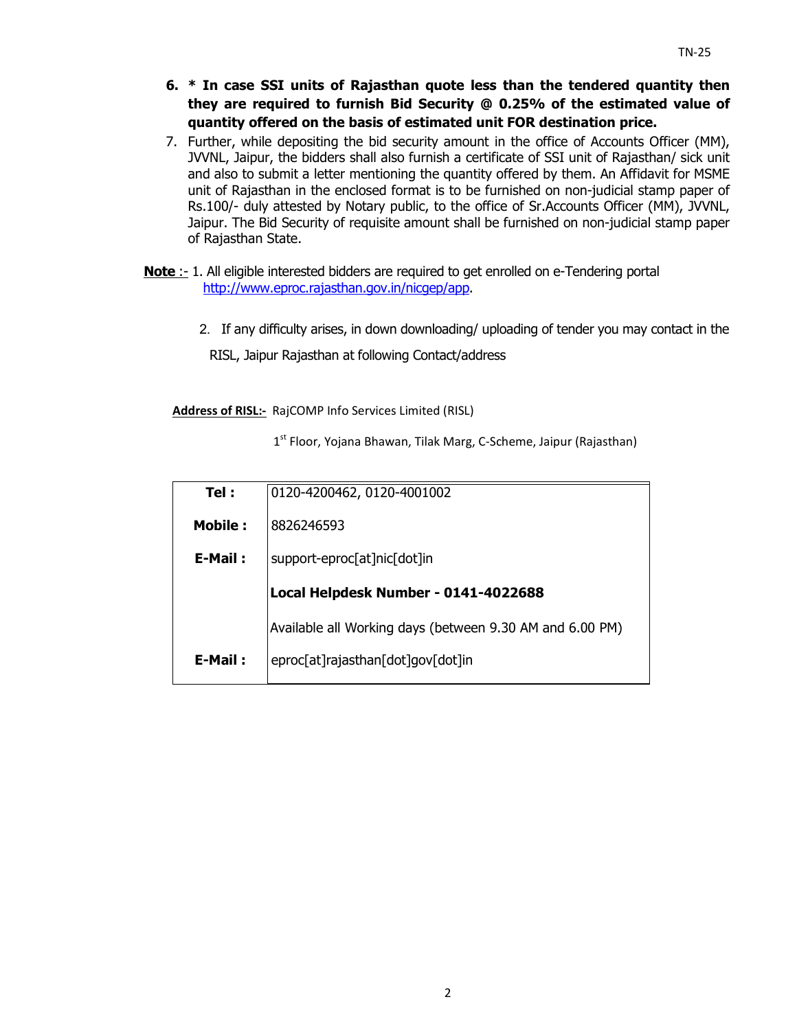6. **\* In case SSI units of Rajasthan quote less than the tendered quantity then they are required to furnish Bid Security @ 0.25% of the estimated value of quantity offered on the basis of estimated unit FOR destination price.**
7. Further, while depositing the bid security amount in the office of Accounts Officer (MM), JVVNL, Jaipur, the bidders shall also furnish a certificate of SSI unit of Rajasthan/ sick unit and also to submit a letter mentioning the quantity offered by them. An Affidavit for MSME unit of Rajasthan in the enclosed format is to be furnished on non-judicial stamp paper of Rs.100/- duly attested by Notary public, to the office of Sr.Accounts Officer (MM), JVVNL, Jaipur. The Bid Security of requisite amount shall be furnished on non-judicial stamp paper of Rajasthan State.

**Note** :- 1. All eligible interested bidders are required to get enrolled on e-Tendering portal http://www.eproc.rajasthan.gov.in/nicgep/app.

2. If any difficulty arises, in down downloading/ uploading of tender you may contact in the RISL, Jaipur Rajasthan at following Contact/address

**Address of RISL:-** RajCOMP Info Services Limited (RISL)

1st Floor, Yojana Bhawan, Tilak Marg, C-Scheme, Jaipur (Rajasthan)

| | |
|---|---|
| **Tel :** | 0120-4200462, 0120-4001002 |
| **Mobile :** | 8826246593 |
| **E-Mail :** | support-eproc[at]nic[dot]in |
| | **Local Helpdesk Number - 0141-4022688** |
| | Available all Working days (between 9.30 AM and 6.00 PM) |
| **E-Mail :** | eproc[at]rajasthan[dot]gov[dot]in |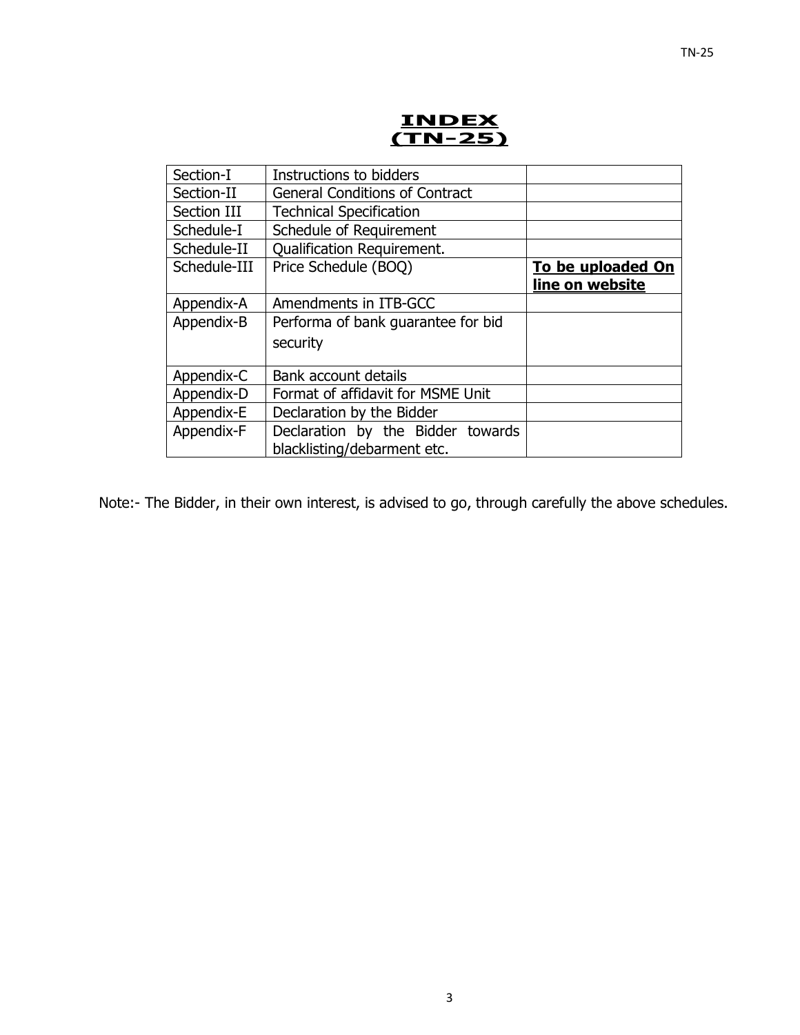# INDEX
# (TN-25)

| | | |
|---|---|---|
| Section-I | Instructions to bidders | |
| Section-II | General Conditions of Contract | |
| Section III | Technical Specification | |
| Schedule-I | Schedule of Requirement | |
| Schedule-II | Qualification Requirement. | |
| Schedule-III | Price Schedule (BOQ) | **To be uploaded On line on website** |
| Appendix-A | Amendments in ITB-GCC | |
| Appendix-B | Performa of bank guarantee for bid security | |
| Appendix-C | Bank account details | |
| Appendix-D | Format of affidavit for MSME Unit | |
| Appendix-E | Declaration by the Bidder | |
| Appendix-F | Declaration by the Bidder towards blacklisting/debarment etc. | |

Note:- The Bidder, in their own interest, is advised to go, through carefully the above schedules.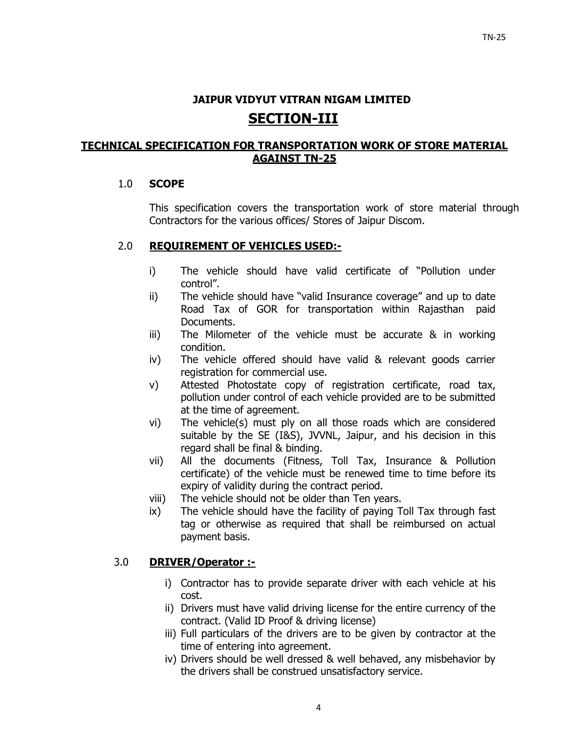# JAIPUR VIDYUT VITRAN NIGAM LIMITED

# SECTION-III

## TECHNICAL SPECIFICATION FOR TRANSPORTATION WORK OF STORE MATERIAL AGAINST TN-25

### 1.0 SCOPE

This specification covers the transportation work of store material through Contractors for the various offices/ Stores of Jaipur Discom.

### 2.0 REQUIREMENT OF VEHICLES USED:-

i) The vehicle should have valid certificate of "Pollution under control".

ii) The vehicle should have "valid Insurance coverage" and up to date Road Tax of GOR for transportation within Rajasthan paid Documents.

iii) The Milometer of the vehicle must be accurate & in working condition.

iv) The vehicle offered should have valid & relevant goods carrier registration for commercial use.

v) Attested Photostate copy of registration certificate, road tax, pollution under control of each vehicle provided are to be submitted at the time of agreement.

vi) The vehicle(s) must ply on all those roads which are considered suitable by the SE (I&S), JVVNL, Jaipur, and his decision in this regard shall be final & binding.

vii) All the documents (Fitness, Toll Tax, Insurance & Pollution certificate) of the vehicle must be renewed time to time before its expiry of validity during the contract period.

viii) The vehicle should not be older than Ten years.

ix) The vehicle should have the facility of paying Toll Tax through fast tag or otherwise as required that shall be reimbursed on actual payment basis.

### 3.0 DRIVER/Operator :-

i) Contractor has to provide separate driver with each vehicle at his cost.

ii) Drivers must have valid driving license for the entire currency of the contract. (Valid ID Proof & driving license)

iii) Full particulars of the drivers are to be given by contractor at the time of entering into agreement.

iv) Drivers should be well dressed & well behaved, any misbehavior by the drivers shall be construed unsatisfactory service.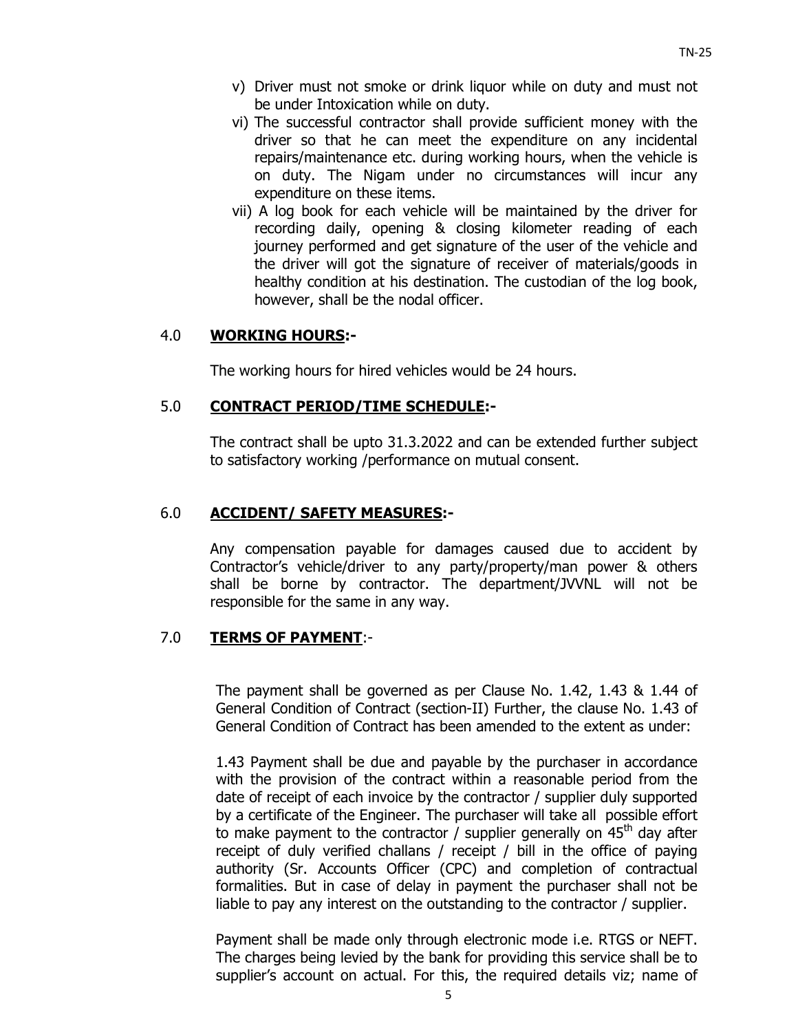v) Driver must not smoke or drink liquor while on duty and must not be under Intoxication while on duty.

vi) The successful contractor shall provide sufficient money with the driver so that he can meet the expenditure on any incidental repairs/maintenance etc. during working hours, when the vehicle is on duty. The Nigam under no circumstances will incur any expenditure on these items.

vii) A log book for each vehicle will be maintained by the driver for recording daily, opening & closing kilometer reading of each journey performed and get signature of the user of the vehicle and the driver will got the signature of receiver of materials/goods in healthy condition at his destination. The custodian of the log book, however, shall be the nodal officer.

## 4.0 **WORKING HOURS:-**

The working hours for hired vehicles would be 24 hours.

## 5.0 **CONTRACT PERIOD/TIME SCHEDULE:-**

The contract shall be upto 31.3.2022 and can be extended further subject to satisfactory working /performance on mutual consent.

## 6.0 **ACCIDENT/ SAFETY MEASURES:-**

Any compensation payable for damages caused due to accident by Contractor's vehicle/driver to any party/property/man power & others shall be borne by contractor. The department/JVVNL will not be responsible for the same in any way.

## 7.0 **TERMS OF PAYMENT:-**

The payment shall be governed as per Clause No. 1.42, 1.43 & 1.44 of General Condition of Contract (section-II) Further, the clause No. 1.43 of General Condition of Contract has been amended to the extent as under:

1.43 Payment shall be due and payable by the purchaser in accordance with the provision of the contract within a reasonable period from the date of receipt of each invoice by the contractor / supplier duly supported by a certificate of the Engineer. The purchaser will take all possible effort to make payment to the contractor / supplier generally on 45th day after receipt of duly verified challans / receipt / bill in the office of paying authority (Sr. Accounts Officer (CPC) and completion of contractual formalities. But in case of delay in payment the purchaser shall not be liable to pay any interest on the outstanding to the contractor / supplier.

Payment shall be made only through electronic mode i.e. RTGS or NEFT. The charges being levied by the bank for providing this service shall be to supplier's account on actual. For this, the required details viz; name of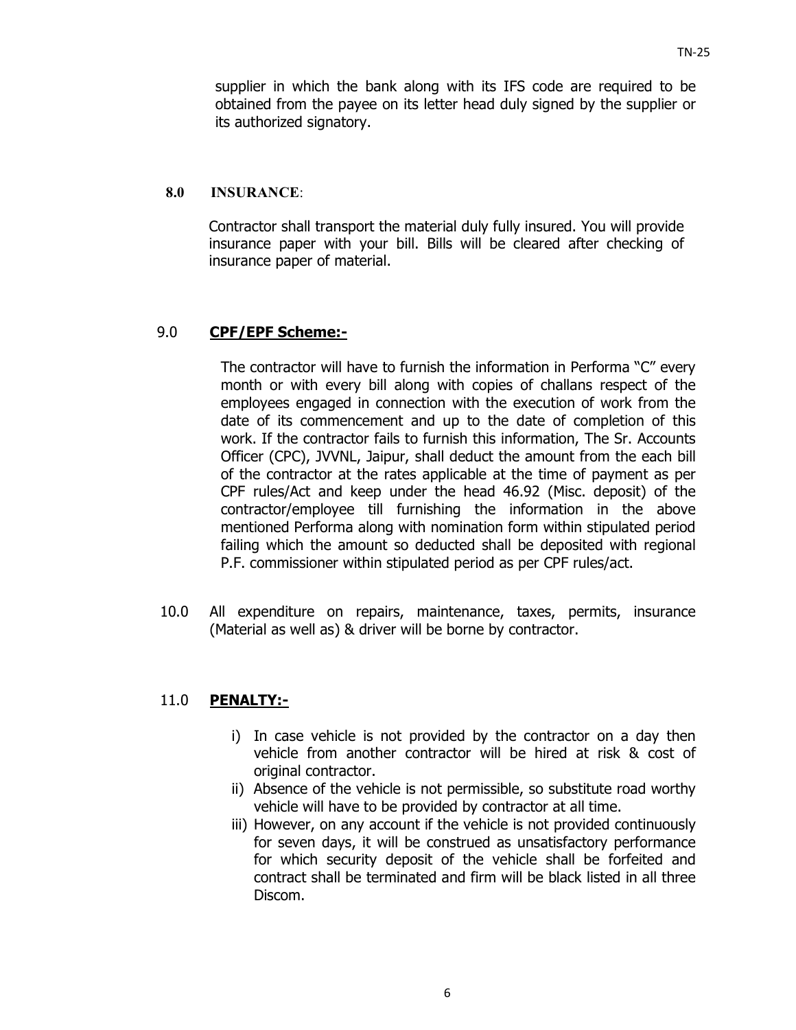supplier in which the bank along with its IFS code are required to be obtained from the payee on its letter head duly signed by the supplier or its authorized signatory.

**8.0 INSURANCE**:

Contractor shall transport the material duly fully insured. You will provide insurance paper with your bill. Bills will be cleared after checking of insurance paper of material.

9.0 **CPF/EPF Scheme:-**

The contractor will have to furnish the information in Performa "C" every month or with every bill along with copies of challans respect of the employees engaged in connection with the execution of work from the date of its commencement and up to the date of completion of this work. If the contractor fails to furnish this information, The Sr. Accounts Officer (CPC), JVVNL, Jaipur, shall deduct the amount from the each bill of the contractor at the rates applicable at the time of payment as per CPF rules/Act and keep under the head 46.92 (Misc. deposit) of the contractor/employee till furnishing the information in the above mentioned Performa along with nomination form within stipulated period failing which the amount so deducted shall be deposited with regional P.F. commissioner within stipulated period as per CPF rules/act.

10.0 All expenditure on repairs, maintenance, taxes, permits, insurance (Material as well as) & driver will be borne by contractor.

11.0 **PENALTY:-**

i) In case vehicle is not provided by the contractor on a day then vehicle from another contractor will be hired at risk & cost of original contractor.
ii) Absence of the vehicle is not permissible, so substitute road worthy vehicle will have to be provided by contractor at all time.
iii) However, on any account if the vehicle is not provided continuously for seven days, it will be construed as unsatisfactory performance for which security deposit of the vehicle shall be forfeited and contract shall be terminated and firm will be black listed in all three Discom.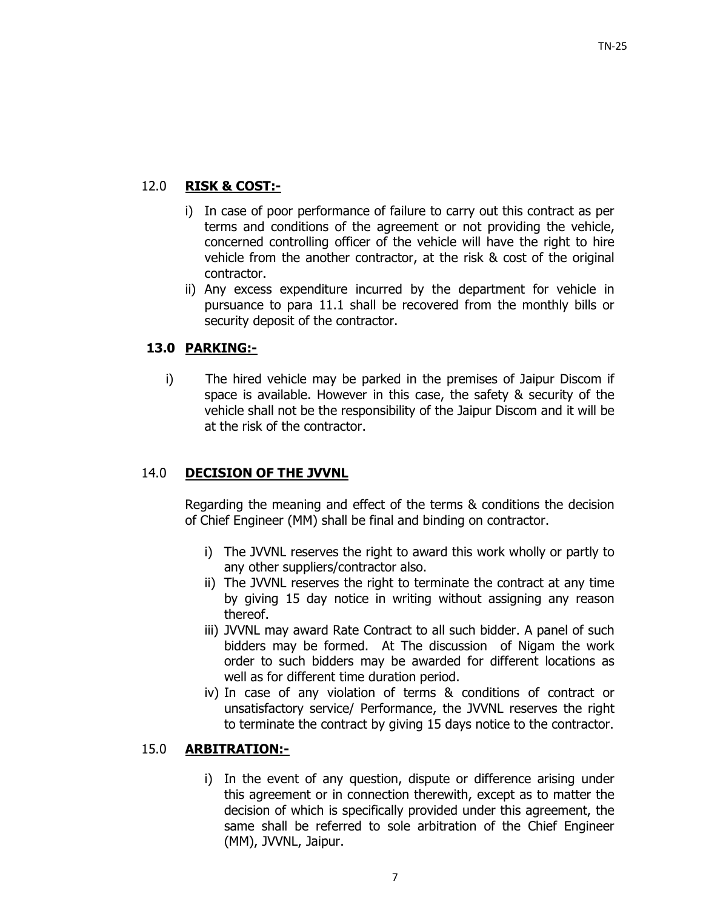## 12.0 **RISK & COST:-**

i) In case of poor performance of failure to carry out this contract as per terms and conditions of the agreement or not providing the vehicle, concerned controlling officer of the vehicle will have the right to hire vehicle from the another contractor, at the risk & cost of the original contractor.

ii) Any excess expenditure incurred by the department for vehicle in pursuance to para 11.1 shall be recovered from the monthly bills or security deposit of the contractor.

## 13.0 **PARKING:-**

i) The hired vehicle may be parked in the premises of Jaipur Discom if space is available. However in this case, the safety & security of the vehicle shall not be the responsibility of the Jaipur Discom and it will be at the risk of the contractor.

## 14.0 **DECISION OF THE JVVNL**

Regarding the meaning and effect of the terms & conditions the decision of Chief Engineer (MM) shall be final and binding on contractor.

i) The JVVNL reserves the right to award this work wholly or partly to any other suppliers/contractor also.

ii) The JVVNL reserves the right to terminate the contract at any time by giving 15 day notice in writing without assigning any reason thereof.

iii) JVVNL may award Rate Contract to all such bidder. A panel of such bidders may be formed. At The discussion of Nigam the work order to such bidders may be awarded for different locations as well as for different time duration period.

iv) In case of any violation of terms & conditions of contract or unsatisfactory service/ Performance, the JVVNL reserves the right to terminate the contract by giving 15 days notice to the contractor.

## 15.0 **ARBITRATION:-**

i) In the event of any question, dispute or difference arising under this agreement or in connection therewith, except as to matter the decision of which is specifically provided under this agreement, the same shall be referred to sole arbitration of the Chief Engineer (MM), JVVNL, Jaipur.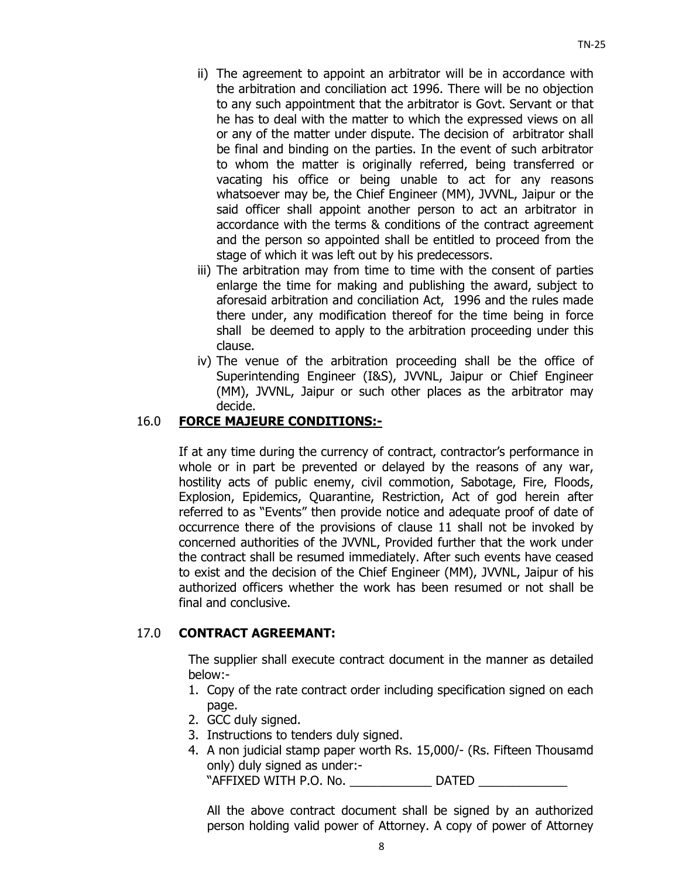ii) The agreement to appoint an arbitrator will be in accordance with the arbitration and conciliation act 1996. There will be no objection to any such appointment that the arbitrator is Govt. Servant or that he has to deal with the matter to which the expressed views on all or any of the matter under dispute. The decision of arbitrator shall be final and binding on the parties. In the event of such arbitrator to whom the matter is originally referred, being transferred or vacating his office or being unable to act for any reasons whatsoever may be, the Chief Engineer (MM), JVVNL, Jaipur or the said officer shall appoint another person to act an arbitrator in accordance with the terms & conditions of the contract agreement and the person so appointed shall be entitled to proceed from the stage of which it was left out by his predecessors.

iii) The arbitration may from time to time with the consent of parties enlarge the time for making and publishing the award, subject to aforesaid arbitration and conciliation Act, 1996 and the rules made there under, any modification thereof for the time being in force shall be deemed to apply to the arbitration proceeding under this clause.

iv) The venue of the arbitration proceeding shall be the office of Superintending Engineer (I&S), JVVNL, Jaipur or Chief Engineer (MM), JVVNL, Jaipur or such other places as the arbitrator may decide.

## 16.0 <u>**FORCE MAJEURE CONDITIONS:-**</u>

If at any time during the currency of contract, contractor's performance in whole or in part be prevented or delayed by the reasons of any war, hostility acts of public enemy, civil commotion, Sabotage, Fire, Floods, Explosion, Epidemics, Quarantine, Restriction, Act of god herein after referred to as "Events" then provide notice and adequate proof of date of occurrence there of the provisions of clause 11 shall not be invoked by concerned authorities of the JVVNL, Provided further that the work under the contract shall be resumed immediately. After such events have ceased to exist and the decision of the Chief Engineer (MM), JVVNL, Jaipur of his authorized officers whether the work has been resumed or not shall be final and conclusive.

## 17.0 **CONTRACT AGREEMANT:**

The supplier shall execute contract document in the manner as detailed below:-

1. Copy of the rate contract order including specification signed on each page.
2. GCC duly signed.
3. Instructions to tenders duly signed.
4. A non judicial stamp paper worth Rs. 15,000/- (Rs. Fifteen Thousamd only) duly signed as under:-
   "AFFIXED WITH P.O. No. ____________ DATED _____________

All the above contract document shall be signed by an authorized person holding valid power of Attorney. A copy of power of Attorney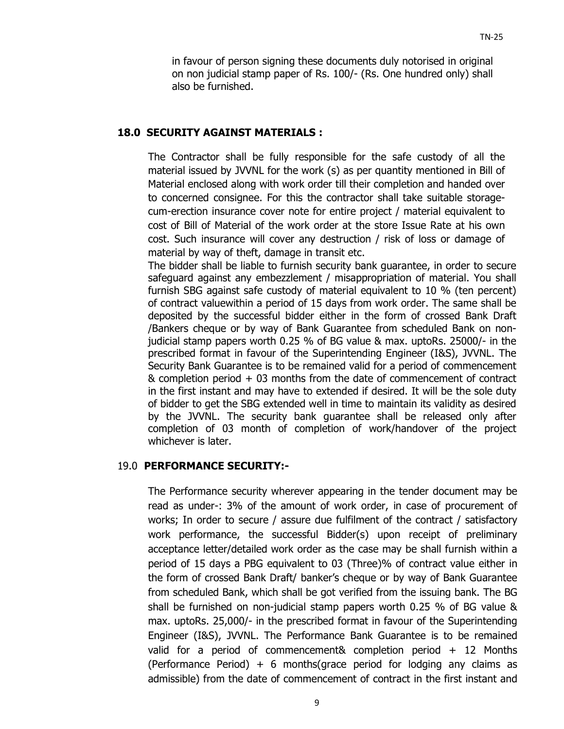in favour of person signing these documents duly notorised in original on non judicial stamp paper of Rs. 100/- (Rs. One hundred only) shall also be furnished.

## 18.0 SECURITY AGAINST MATERIALS :

The Contractor shall be fully responsible for the safe custody of all the material issued by JVVNL for the work (s) as per quantity mentioned in Bill of Material enclosed along with work order till their completion and handed over to concerned consignee. For this the contractor shall take suitable storage-cum-erection insurance cover note for entire project / material equivalent to cost of Bill of Material of the work order at the store Issue Rate at his own cost. Such insurance will cover any destruction / risk of loss or damage of material by way of theft, damage in transit etc.

The bidder shall be liable to furnish security bank guarantee, in order to secure safeguard against any embezzlement / misappropriation of material. You shall furnish SBG against safe custody of material equivalent to 10 % (ten percent) of contract valuewithin a period of 15 days from work order. The same shall be deposited by the successful bidder either in the form of crossed Bank Draft /Bankers cheque or by way of Bank Guarantee from scheduled Bank on non-judicial stamp papers worth 0.25 % of BG value & max. uptoRs. 25000/- in the prescribed format in favour of the Superintending Engineer (I&S), JVVNL. The Security Bank Guarantee is to be remained valid for a period of commencement & completion period + 03 months from the date of commencement of contract in the first instant and may have to extended if desired. It will be the sole duty of bidder to get the SBG extended well in time to maintain its validity as desired by the JVVNL. The security bank guarantee shall be released only after completion of 03 month of completion of work/handover of the project whichever is later.

## 19.0 PERFORMANCE SECURITY:-

The Performance security wherever appearing in the tender document may be read as under-: 3% of the amount of work order, in case of procurement of works; In order to secure / assure due fulfilment of the contract / satisfactory work performance, the successful Bidder(s) upon receipt of preliminary acceptance letter/detailed work order as the case may be shall furnish within a period of 15 days a PBG equivalent to 03 (Three)% of contract value either in the form of crossed Bank Draft/ banker's cheque or by way of Bank Guarantee from scheduled Bank, which shall be got verified from the issuing bank. The BG shall be furnished on non-judicial stamp papers worth 0.25 % of BG value & max. uptoRs. 25,000/- in the prescribed format in favour of the Superintending Engineer (I&S), JVVNL. The Performance Bank Guarantee is to be remained valid for a period of commencement& completion period + 12 Months (Performance Period) + 6 months(grace period for lodging any claims as admissible) from the date of commencement of contract in the first instant and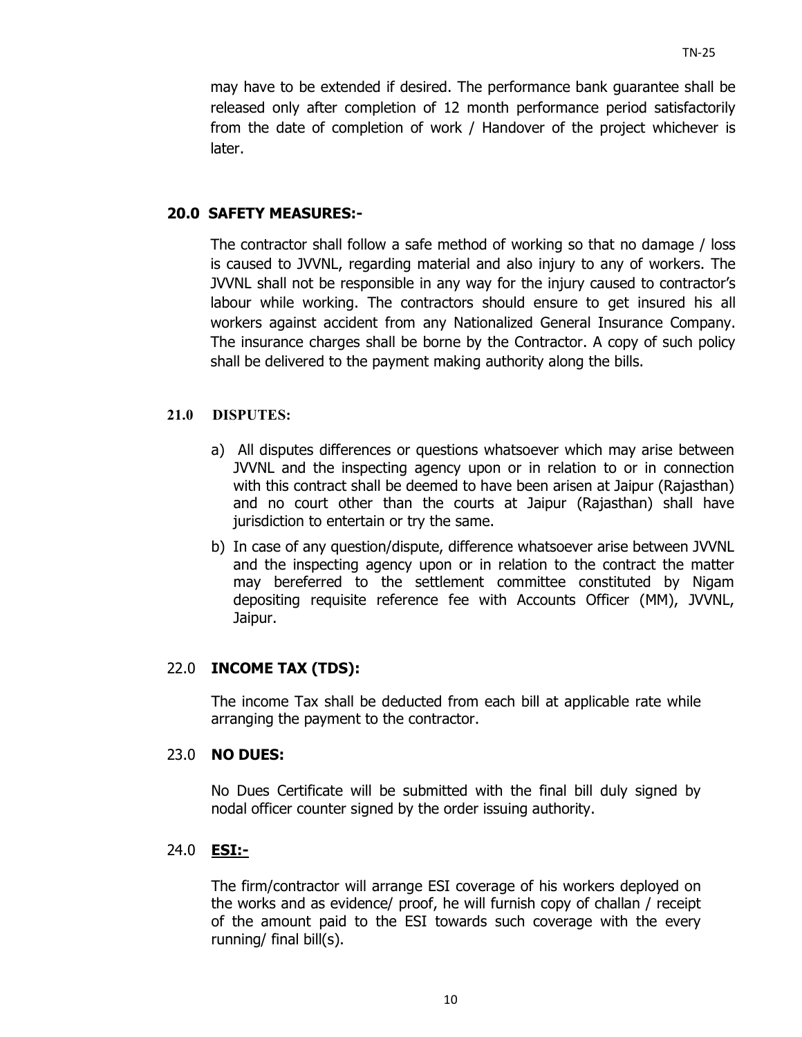may have to be extended if desired. The performance bank guarantee shall be released only after completion of 12 month performance period satisfactorily from the date of completion of work / Handover of the project whichever is later.

## 20.0 SAFETY MEASURES:-

The contractor shall follow a safe method of working so that no damage / loss is caused to JVVNL, regarding material and also injury to any of workers. The JVVNL shall not be responsible in any way for the injury caused to contractor's labour while working. The contractors should ensure to get insured his all workers against accident from any Nationalized General Insurance Company. The insurance charges shall be borne by the Contractor. A copy of such policy shall be delivered to the payment making authority along the bills.

## 21.0 DISPUTES:

a) All disputes differences or questions whatsoever which may arise between JVVNL and the inspecting agency upon or in relation to or in connection with this contract shall be deemed to have been arisen at Jaipur (Rajasthan) and no court other than the courts at Jaipur (Rajasthan) shall have jurisdiction to entertain or try the same.

b) In case of any question/dispute, difference whatsoever arise between JVVNL and the inspecting agency upon or in relation to the contract the matter may bereferred to the settlement committee constituted by Nigam depositing requisite reference fee with Accounts Officer (MM), JVVNL, Jaipur.

## 22.0 INCOME TAX (TDS):

The income Tax shall be deducted from each bill at applicable rate while arranging the payment to the contractor.

## 23.0 NO DUES:

No Dues Certificate will be submitted with the final bill duly signed by nodal officer counter signed by the order issuing authority.

## 24.0 ESI:-

The firm/contractor will arrange ESI coverage of his workers deployed on the works and as evidence/ proof, he will furnish copy of challan / receipt of the amount paid to the ESI towards such coverage with the every running/ final bill(s).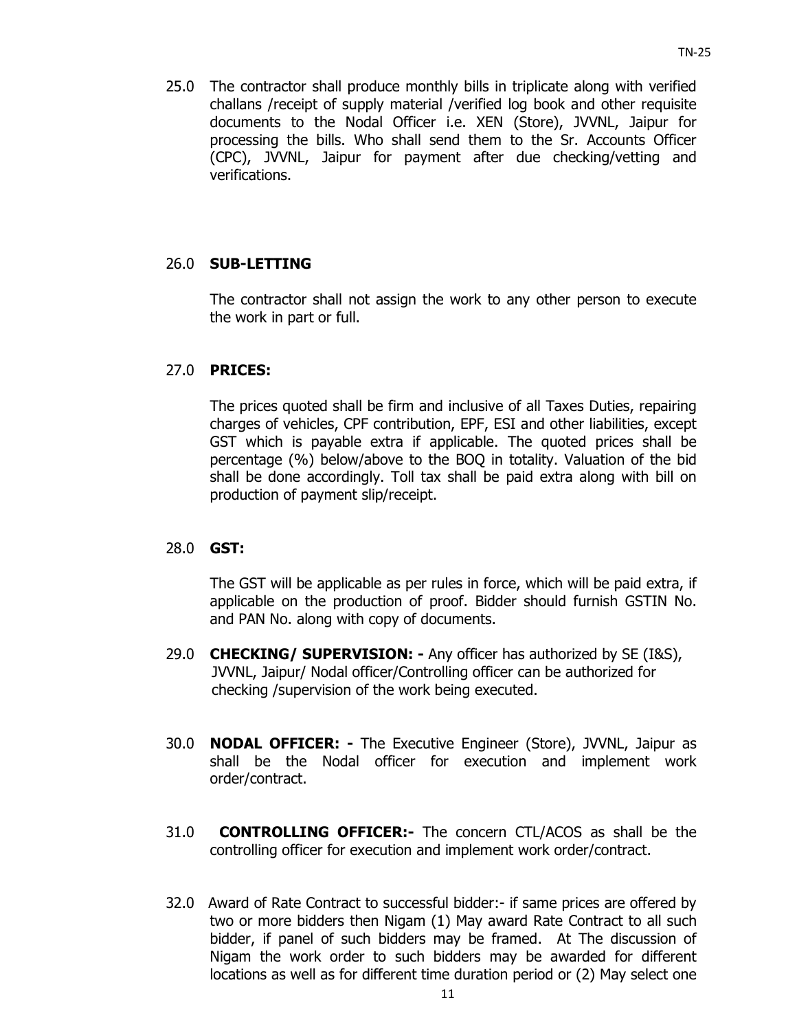25.0 The contractor shall produce monthly bills in triplicate along with verified challans /receipt of supply material /verified log book and other requisite documents to the Nodal Officer i.e. XEN (Store), JVVNL, Jaipur for processing the bills. Who shall send them to the Sr. Accounts Officer (CPC), JVVNL, Jaipur for payment after due checking/vetting and verifications.

26.0 **SUB-LETTING**

The contractor shall not assign the work to any other person to execute the work in part or full.

27.0 **PRICES:**

The prices quoted shall be firm and inclusive of all Taxes Duties, repairing charges of vehicles, CPF contribution, EPF, ESI and other liabilities, except GST which is payable extra if applicable. The quoted prices shall be percentage (%) below/above to the BOQ in totality. Valuation of the bid shall be done accordingly. Toll tax shall be paid extra along with bill on production of payment slip/receipt.

28.0 **GST:**

The GST will be applicable as per rules in force, which will be paid extra, if applicable on the production of proof. Bidder should furnish GSTIN No. and PAN No. along with copy of documents.

29.0 **CHECKING/ SUPERVISION: -** Any officer has authorized by SE (I&S), JVVNL, Jaipur/ Nodal officer/Controlling officer can be authorized for checking /supervision of the work being executed.

30.0 **NODAL OFFICER: -** The Executive Engineer (Store), JVVNL, Jaipur as shall be the Nodal officer for execution and implement work order/contract.

31.0 **CONTROLLING OFFICER:-** The concern CTL/ACOS as shall be the controlling officer for execution and implement work order/contract.

32.0 Award of Rate Contract to successful bidder:- if same prices are offered by two or more bidders then Nigam (1) May award Rate Contract to all such bidder, if panel of such bidders may be framed. At The discussion of Nigam the work order to such bidders may be awarded for different locations as well as for different time duration period or (2) May select one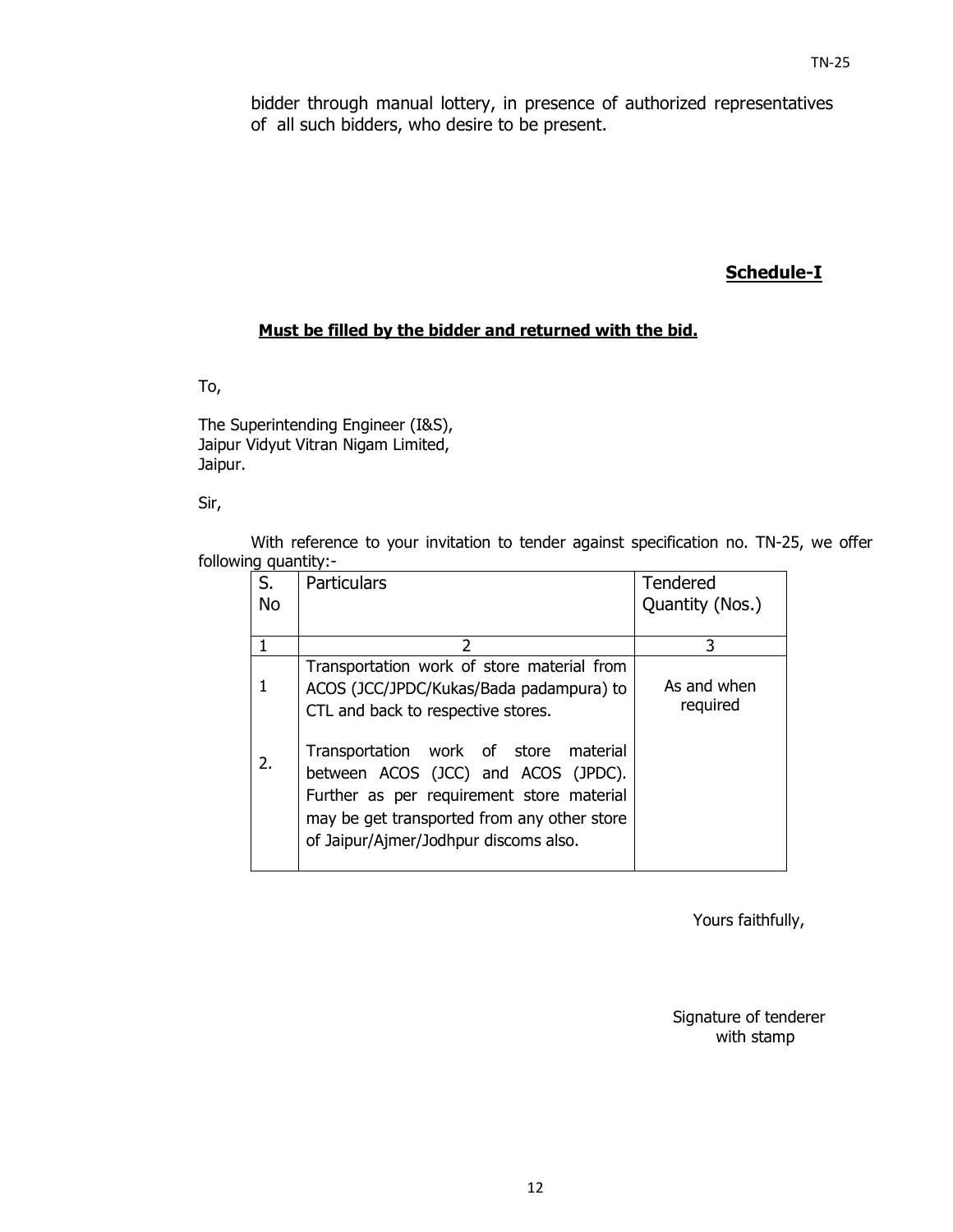bidder through manual lottery, in presence of authorized representatives of all such bidders, who desire to be present.

**Schedule-I**

**Must be filled by the bidder and returned with the bid.**

To,

The Superintending Engineer (I&S),
Jaipur Vidyut Vitran Nigam Limited,
Jaipur.

Sir,

With reference to your invitation to tender against specification no. TN-25, we offer following quantity:-

| S. No | Particulars | Tendered Quantity (Nos.) |
|---|---|---|
| 1 | 2 | 3 |
| 1 | Transportation work of store material from ACOS (JCC/JPDC/Kukas/Bada padampura) to CTL and back to respective stores. | As and when required |
| 2. | Transportation work of store material between ACOS (JCC) and ACOS (JPDC). Further as per requirement store material may be get transported from any other store of Jaipur/Ajmer/Jodhpur discoms also. | |

Yours faithfully,

Signature of tenderer with stamp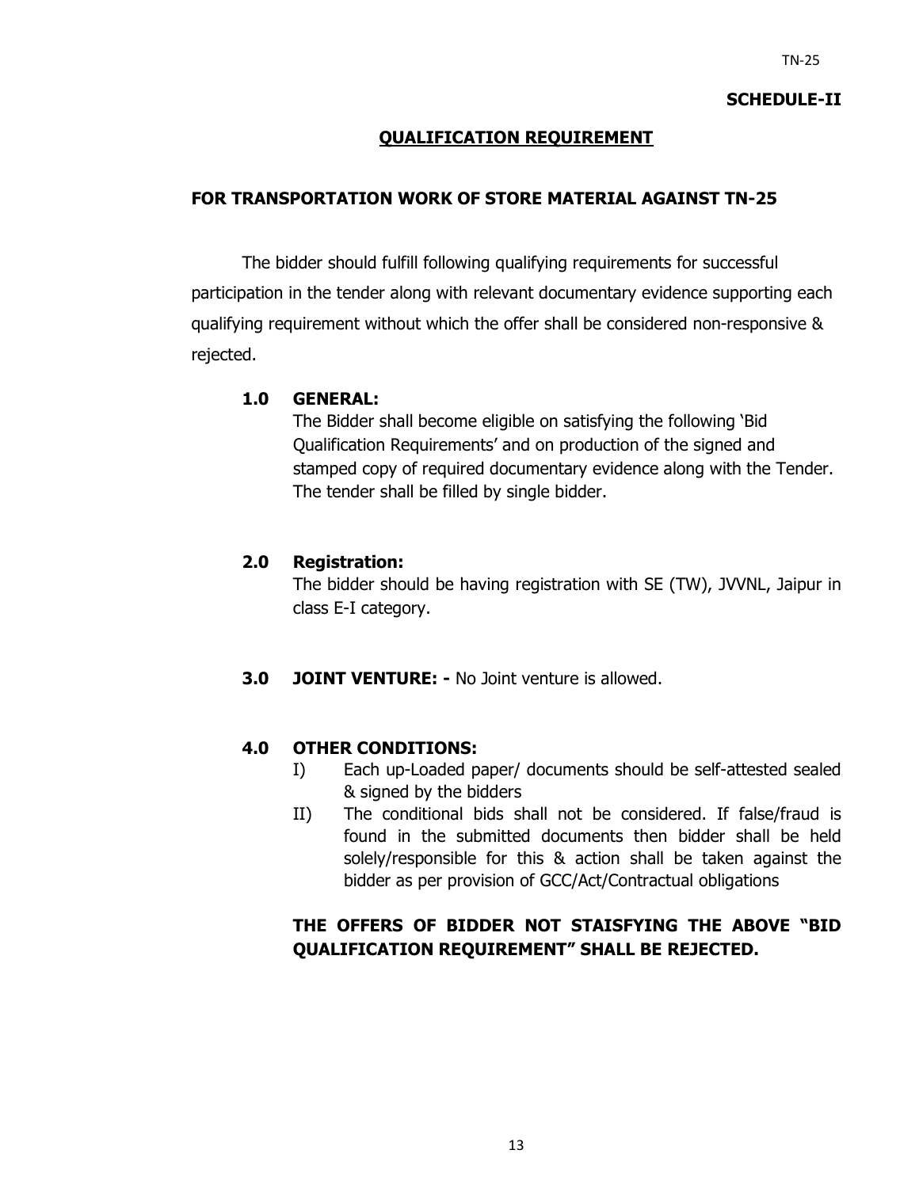**SCHEDULE-II**

## QUALIFICATION REQUIREMENT

### FOR TRANSPORTATION WORK OF STORE MATERIAL AGAINST TN-25

The bidder should fulfill following qualifying requirements for successful participation in the tender along with relevant documentary evidence supporting each qualifying requirement without which the offer shall be considered non-responsive & rejected.

**1.0 GENERAL:**

The Bidder shall become eligible on satisfying the following 'Bid Qualification Requirements' and on production of the signed and stamped copy of required documentary evidence along with the Tender. The tender shall be filled by single bidder.

**2.0 Registration:**

The bidder should be having registration with SE (TW), JVVNL, Jaipur in class E-I category.

**3.0 JOINT VENTURE: -** No Joint venture is allowed.

**4.0 OTHER CONDITIONS:**

I) Each up-Loaded paper/ documents should be self-attested sealed & signed by the bidders

II) The conditional bids shall not be considered. If false/fraud is found in the submitted documents then bidder shall be held solely/responsible for this & action shall be taken against the bidder as per provision of GCC/Act/Contractual obligations

**THE OFFERS OF BIDDER NOT STAISFYING THE ABOVE "BID QUALIFICATION REQUIREMENT" SHALL BE REJECTED.**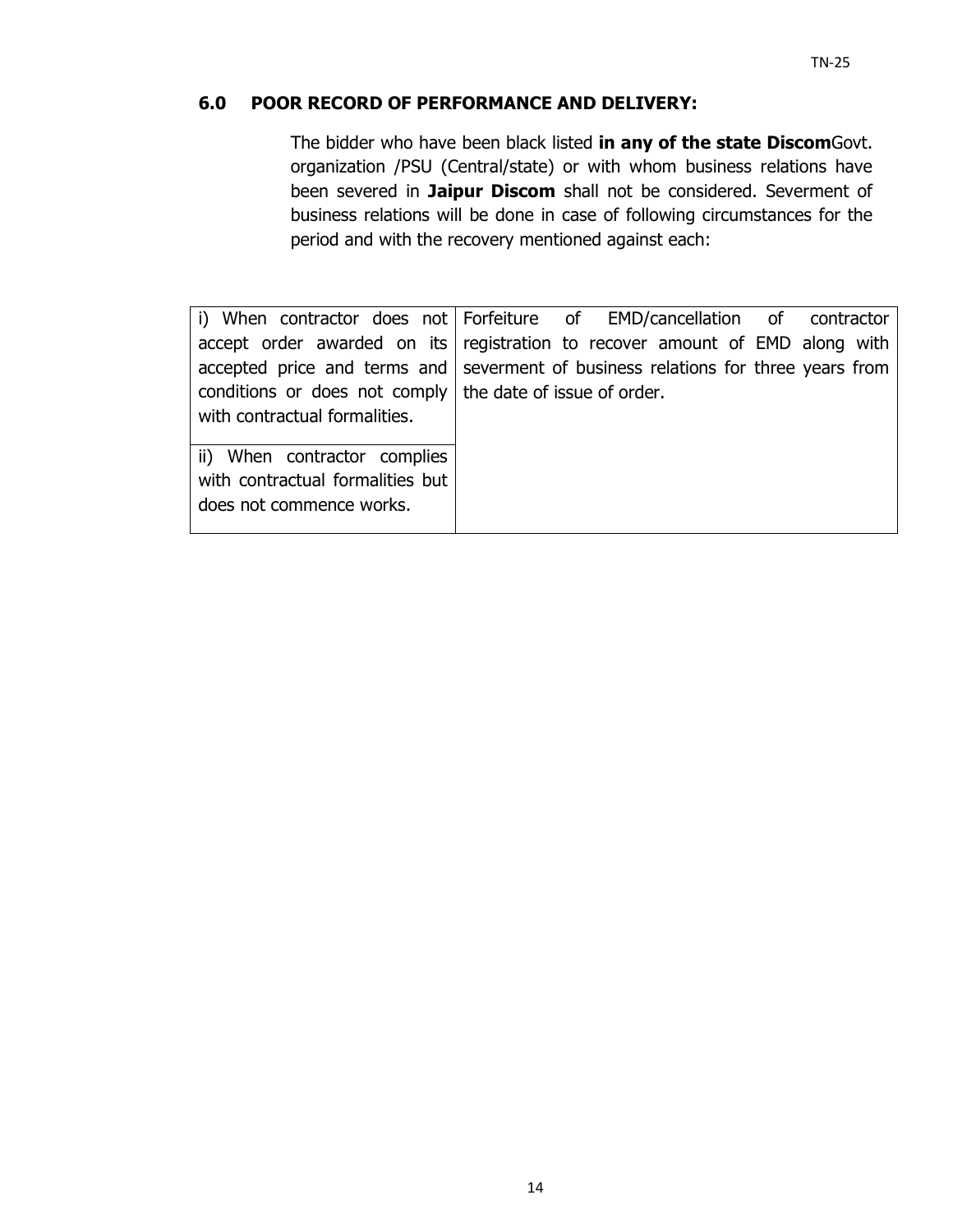### 6.0 POOR RECORD OF PERFORMANCE AND DELIVERY:

The bidder who have been black listed **in any of the state Discom**Govt. organization /PSU (Central/state) or with whom business relations have been severed in **Jaipur Discom** shall not be considered. Severment of business relations will be done in case of following circumstances for the period and with the recovery mentioned against each:

| | |
|---|---|
| i) When contractor does not accept order awarded on its accepted price and terms and conditions or does not comply with contractual formalities. | Forfeiture of EMD/cancellation of contractor registration to recover amount of EMD along with severment of business relations for three years from the date of issue of order. |
| ii) When contractor complies with contractual formalities but does not commence works. | |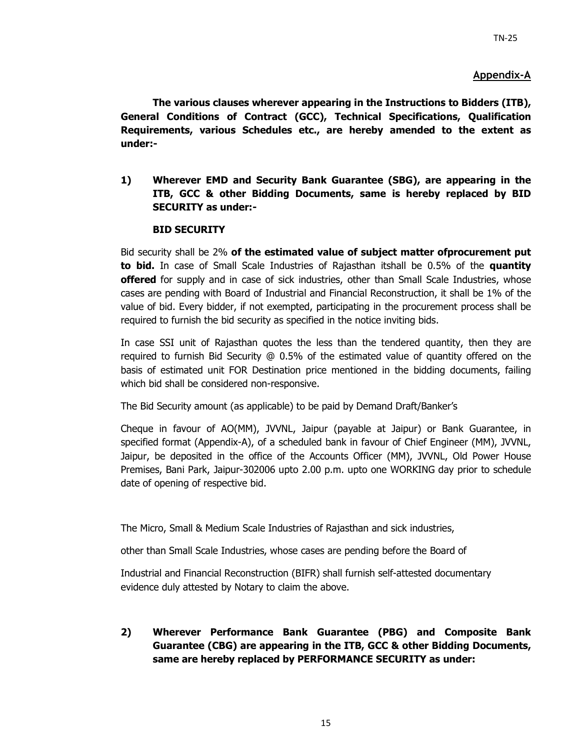## Appendix-A

**The various clauses wherever appearing in the Instructions to Bidders (ITB), General Conditions of Contract (GCC), Technical Specifications, Qualification Requirements, various Schedules etc., are hereby amended to the extent as under:-**

**1) Wherever EMD and Security Bank Guarantee (SBG), are appearing in the ITB, GCC & other Bidding Documents, same is hereby replaced by BID SECURITY as under:-**

**BID SECURITY**

Bid security shall be 2% **of the estimated value of subject matter ofprocurement put to bid.** In case of Small Scale Industries of Rajasthan itshall be 0.5% of the **quantity offered** for supply and in case of sick industries, other than Small Scale Industries, whose cases are pending with Board of Industrial and Financial Reconstruction, it shall be 1% of the value of bid. Every bidder, if not exempted, participating in the procurement process shall be required to furnish the bid security as specified in the notice inviting bids.

In case SSI unit of Rajasthan quotes the less than the tendered quantity, then they are required to furnish Bid Security @ 0.5% of the estimated value of quantity offered on the basis of estimated unit FOR Destination price mentioned in the bidding documents, failing which bid shall be considered non-responsive.

The Bid Security amount (as applicable) to be paid by Demand Draft/Banker's

Cheque in favour of AO(MM), JVVNL, Jaipur (payable at Jaipur) or Bank Guarantee, in specified format (Appendix-A), of a scheduled bank in favour of Chief Engineer (MM), JVVNL, Jaipur, be deposited in the office of the Accounts Officer (MM), JVVNL, Old Power House Premises, Bani Park, Jaipur-302006 upto 2.00 p.m. upto one WORKING day prior to schedule date of opening of respective bid.

The Micro, Small & Medium Scale Industries of Rajasthan and sick industries,

other than Small Scale Industries, whose cases are pending before the Board of

Industrial and Financial Reconstruction (BIFR) shall furnish self-attested documentary evidence duly attested by Notary to claim the above.

**2) Wherever Performance Bank Guarantee (PBG) and Composite Bank Guarantee (CBG) are appearing in the ITB, GCC & other Bidding Documents, same are hereby replaced by PERFORMANCE SECURITY as under:**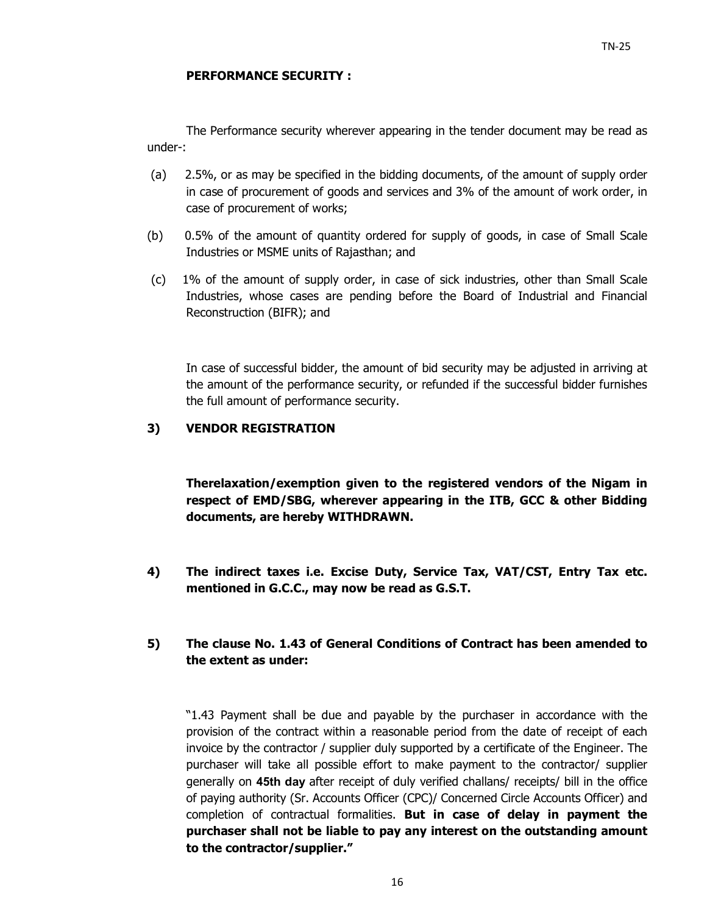**PERFORMANCE SECURITY :**

The Performance security wherever appearing in the tender document may be read as under-:

(a) 2.5%, or as may be specified in the bidding documents, of the amount of supply order in case of procurement of goods and services and 3% of the amount of work order, in case of procurement of works;

(b) 0.5% of the amount of quantity ordered for supply of goods, in case of Small Scale Industries or MSME units of Rajasthan; and

(c) 1% of the amount of supply order, in case of sick industries, other than Small Scale Industries, whose cases are pending before the Board of Industrial and Financial Reconstruction (BIFR); and

In case of successful bidder, the amount of bid security may be adjusted in arriving at the amount of the performance security, or refunded if the successful bidder furnishes the full amount of performance security.

**3) VENDOR REGISTRATION**

**Therelaxation/exemption given to the registered vendors of the Nigam in respect of EMD/SBG, wherever appearing in the ITB, GCC & other Bidding documents, are hereby WITHDRAWN.**

**4) The indirect taxes i.e. Excise Duty, Service Tax, VAT/CST, Entry Tax etc. mentioned in G.C.C., may now be read as G.S.T.**

**5) The clause No. 1.43 of General Conditions of Contract has been amended to the extent as under:**

"1.43 Payment shall be due and payable by the purchaser in accordance with the provision of the contract within a reasonable period from the date of receipt of each invoice by the contractor / supplier duly supported by a certificate of the Engineer. The purchaser will take all possible effort to make payment to the contractor/ supplier generally on **45th day** after receipt of duly verified challans/ receipts/ bill in the office of paying authority (Sr. Accounts Officer (CPC)/ Concerned Circle Accounts Officer) and completion of contractual formalities. **But in case of delay in payment the purchaser shall not be liable to pay any interest on the outstanding amount to the contractor/supplier."**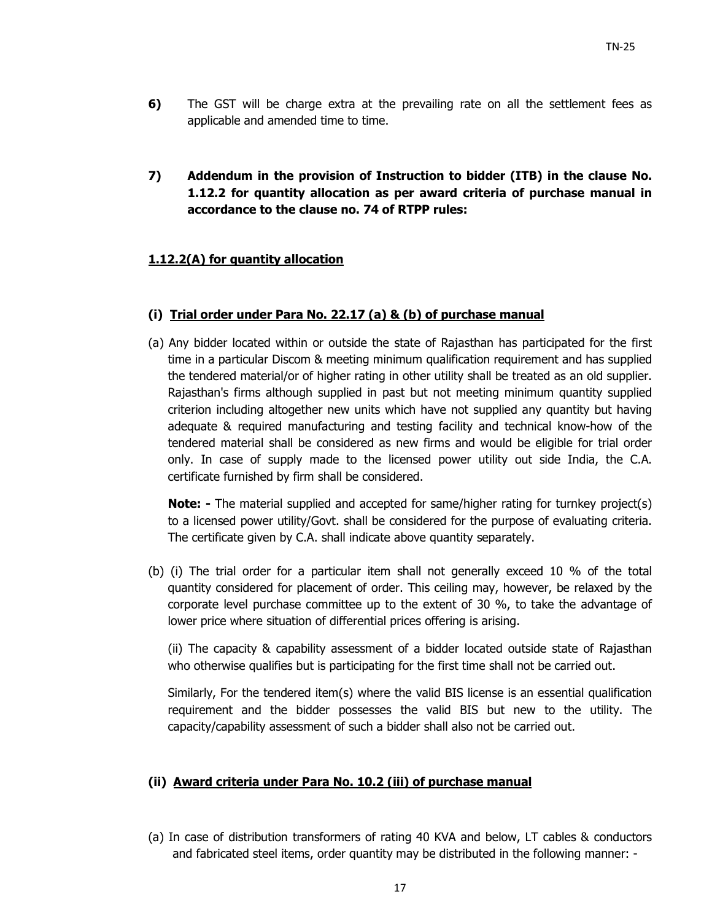**6)** The GST will be charge extra at the prevailing rate on all the settlement fees as applicable and amended time to time.

**7) Addendum in the provision of Instruction to bidder (ITB) in the clause No. 1.12.2 for quantity allocation as per award criteria of purchase manual in accordance to the clause no. 74 of RTPP rules:**

**1.12.2(A) for quantity allocation**

**(i) Trial order under Para No. 22.17 (a) & (b) of purchase manual**

(a) Any bidder located within or outside the state of Rajasthan has participated for the first time in a particular Discom & meeting minimum qualification requirement and has supplied the tendered material/or of higher rating in other utility shall be treated as an old supplier. Rajasthan's firms although supplied in past but not meeting minimum quantity supplied criterion including altogether new units which have not supplied any quantity but having adequate & required manufacturing and testing facility and technical know-how of the tendered material shall be considered as new firms and would be eligible for trial order only. In case of supply made to the licensed power utility out side India, the C.A. certificate furnished by firm shall be considered.

**Note: -** The material supplied and accepted for same/higher rating for turnkey project(s) to a licensed power utility/Govt. shall be considered for the purpose of evaluating criteria. The certificate given by C.A. shall indicate above quantity separately.

(b) (i) The trial order for a particular item shall not generally exceed 10 % of the total quantity considered for placement of order. This ceiling may, however, be relaxed by the corporate level purchase committee up to the extent of 30 %, to take the advantage of lower price where situation of differential prices offering is arising.

(ii) The capacity & capability assessment of a bidder located outside state of Rajasthan who otherwise qualifies but is participating for the first time shall not be carried out.

Similarly, For the tendered item(s) where the valid BIS license is an essential qualification requirement and the bidder possesses the valid BIS but new to the utility. The capacity/capability assessment of such a bidder shall also not be carried out.

**(ii) Award criteria under Para No. 10.2 (iii) of purchase manual**

(a) In case of distribution transformers of rating 40 KVA and below, LT cables & conductors and fabricated steel items, order quantity may be distributed in the following manner: -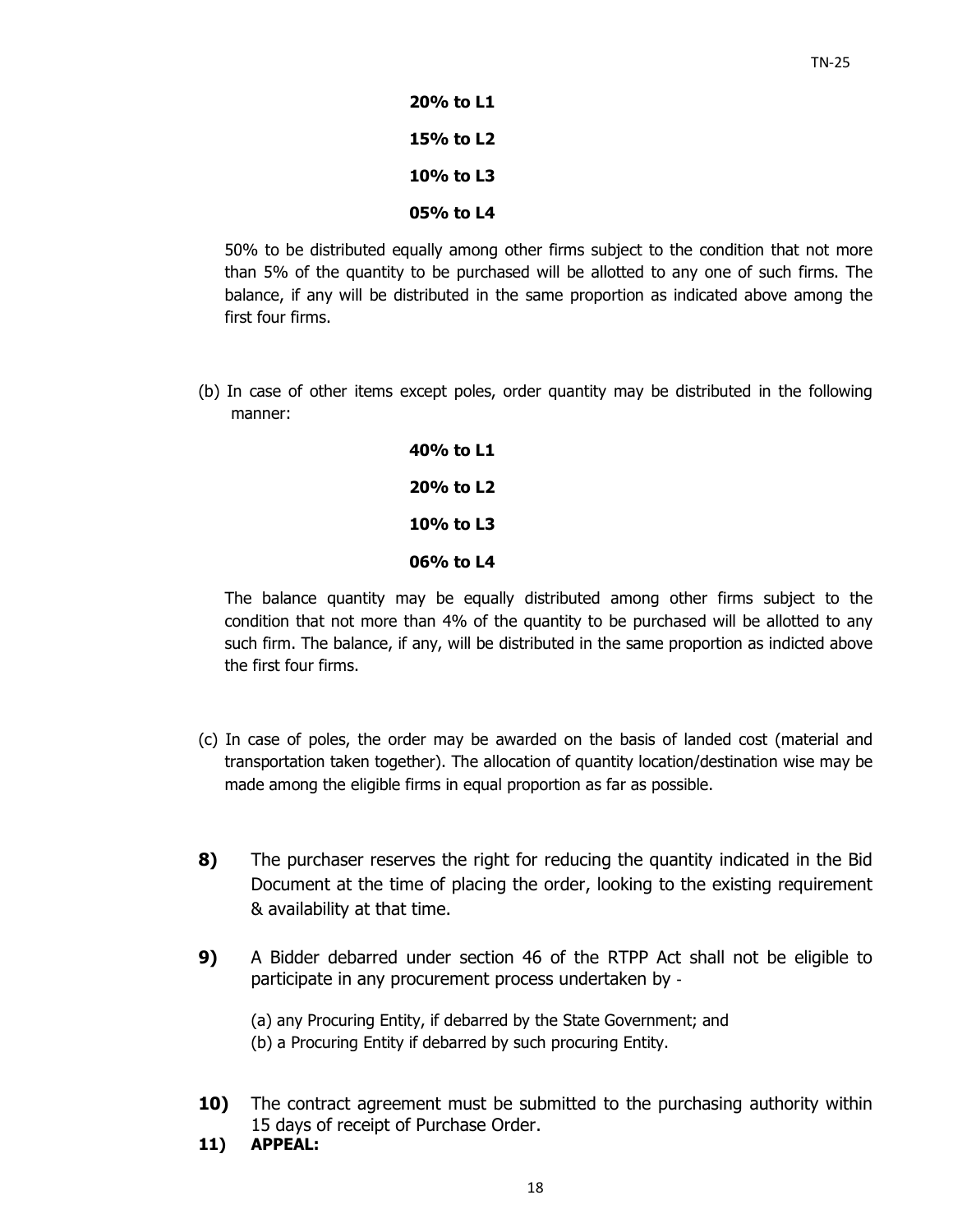**20% to L1**

**15% to L2**

**10% to L3**

**05% to L4**

50% to be distributed equally among other firms subject to the condition that not more than 5% of the quantity to be purchased will be allotted to any one of such firms. The balance, if any will be distributed in the same proportion as indicated above among the first four firms.

(b) In case of other items except poles, order quantity may be distributed in the following manner:

**40% to L1**

**20% to L2**

**10% to L3**

**06% to L4**

The balance quantity may be equally distributed among other firms subject to the condition that not more than 4% of the quantity to be purchased will be allotted to any such firm. The balance, if any, will be distributed in the same proportion as indicted above the first four firms.

(c) In case of poles, the order may be awarded on the basis of landed cost (material and transportation taken together). The allocation of quantity location/destination wise may be made among the eligible firms in equal proportion as far as possible.

**8)** The purchaser reserves the right for reducing the quantity indicated in the Bid Document at the time of placing the order, looking to the existing requirement & availability at that time.

**9)** A Bidder debarred under section 46 of the RTPP Act shall not be eligible to participate in any procurement process undertaken by -

(a) any Procuring Entity, if debarred by the State Government; and
(b) a Procuring Entity if debarred by such procuring Entity.

**10)** The contract agreement must be submitted to the purchasing authority within 15 days of receipt of Purchase Order.

**11) APPEAL:**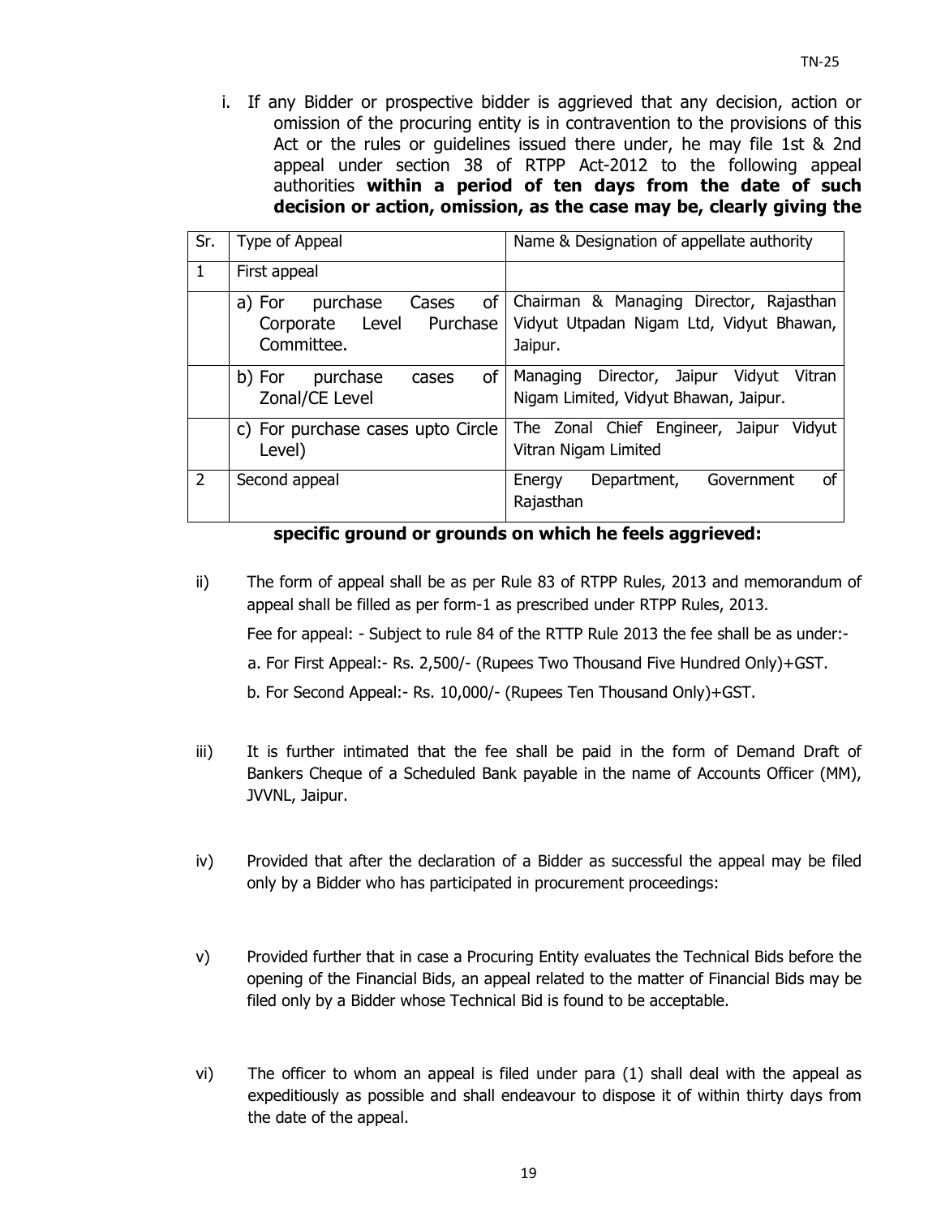i. If any Bidder or prospective bidder is aggrieved that any decision, action or omission of the procuring entity is in contravention to the provisions of this Act or the rules or guidelines issued there under, he may file 1st & 2nd appeal under section 38 of RTPP Act-2012 to the following appeal authorities **within a period of ten days from the date of such decision or action, omission, as the case may be, clearly giving the specific ground or grounds on which he feels aggrieved:**

| Sr. | Type of Appeal | Name & Designation of appellate authority |
|---|---|---|
| 1 | First appeal | |
| | a) For purchase Cases of Corporate Level Purchase Committee. | Chairman & Managing Director, Rajasthan Vidyut Utpadan Nigam Ltd, Vidyut Bhawan, Jaipur. |
| | b) For purchase cases of Zonal/CE Level | Managing Director, Jaipur Vidyut Vitran Nigam Limited, Vidyut Bhawan, Jaipur. |
| | c) For purchase cases upto Circle Level) | The Zonal Chief Engineer, Jaipur Vidyut Vitran Nigam Limited |
| 2 | Second appeal | Energy Department, Government of Rajasthan |

ii) The form of appeal shall be as per Rule 83 of RTPP Rules, 2013 and memorandum of appeal shall be filled as per form-1 as prescribed under RTPP Rules, 2013.

Fee for appeal: - Subject to rule 84 of the RTTP Rule 2013 the fee shall be as under:-

a. For First Appeal:- Rs. 2,500/- (Rupees Two Thousand Five Hundred Only)+GST.

b. For Second Appeal:- Rs. 10,000/- (Rupees Ten Thousand Only)+GST.

iii) It is further intimated that the fee shall be paid in the form of Demand Draft of Bankers Cheque of a Scheduled Bank payable in the name of Accounts Officer (MM), JVVNL, Jaipur.

iv) Provided that after the declaration of a Bidder as successful the appeal may be filed only by a Bidder who has participated in procurement proceedings:

v) Provided further that in case a Procuring Entity evaluates the Technical Bids before the opening of the Financial Bids, an appeal related to the matter of Financial Bids may be filed only by a Bidder whose Technical Bid is found to be acceptable.

vi) The officer to whom an appeal is filed under para (1) shall deal with the appeal as expeditiously as possible and shall endeavour to dispose it of within thirty days from the date of the appeal.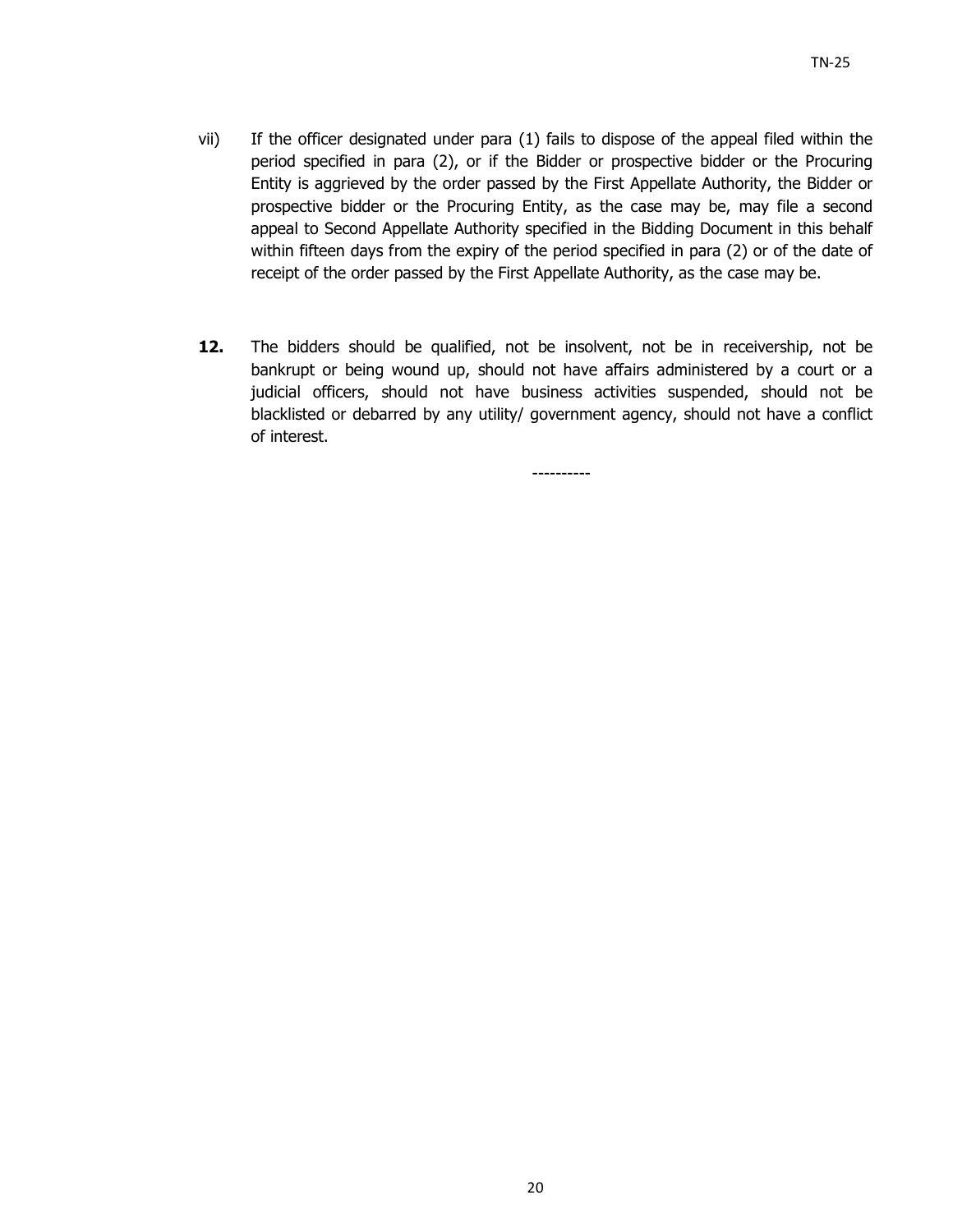vii) If the officer designated under para (1) fails to dispose of the appeal filed within the period specified in para (2), or if the Bidder or prospective bidder or the Procuring Entity is aggrieved by the order passed by the First Appellate Authority, the Bidder or prospective bidder or the Procuring Entity, as the case may be, may file a second appeal to Second Appellate Authority specified in the Bidding Document in this behalf within fifteen days from the expiry of the period specified in para (2) or of the date of receipt of the order passed by the First Appellate Authority, as the case may be.

**12.** The bidders should be qualified, not be insolvent, not be in receivership, not be bankrupt or being wound up, should not have affairs administered by a court or a judicial officers, should not have business activities suspended, should not be blacklisted or debarred by any utility/ government agency, should not have a conflict of interest.

----------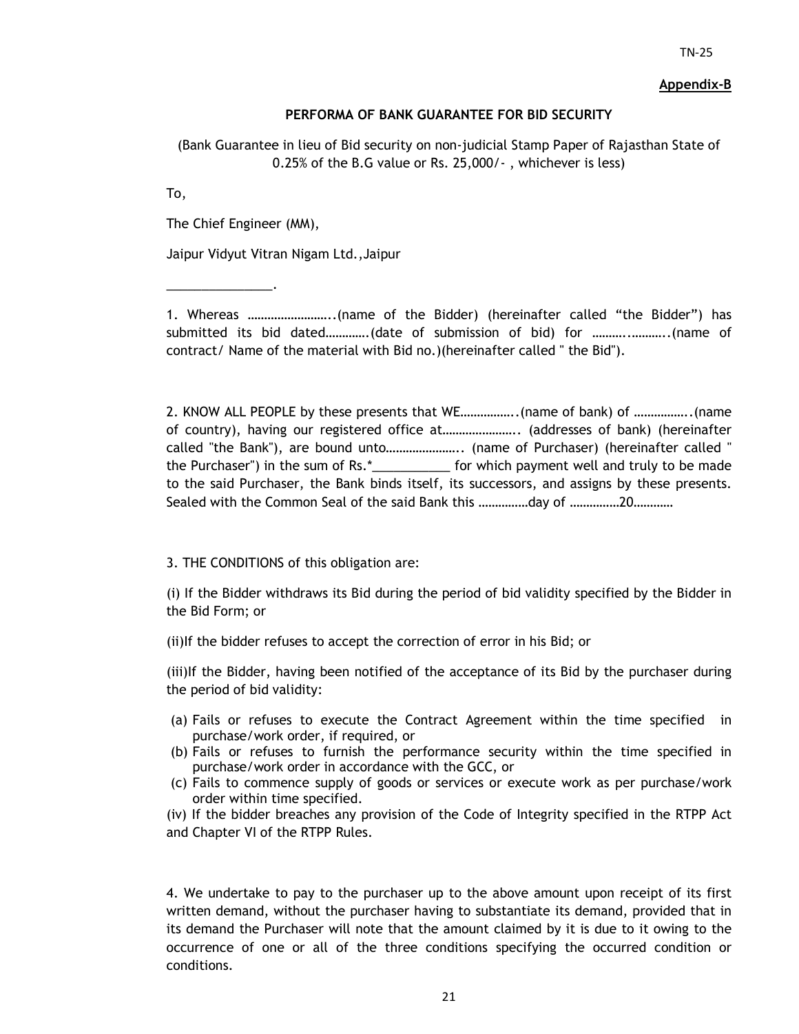**Appendix-B**

**PERFORMA OF BANK GUARANTEE FOR BID SECURITY**

(Bank Guarantee in lieu of Bid security on non-judicial Stamp Paper of Rajasthan State of 0.25% of the B.G value or Rs. 25,000/- , whichever is less)

To,

The Chief Engineer (MM),

Jaipur Vidyut Vitran Nigam Ltd.,Jaipur

_______________.

1. Whereas ……………………..(name of the Bidder) (hereinafter called "the Bidder") has submitted its bid dated………….(date of submission of bid) for ………..………..(name of contract/ Name of the material with Bid no.)(hereinafter called " the Bid").

2. KNOW ALL PEOPLE by these presents that WE……………..(name of bank) of ……………..(name of country), having our registered office at………………….. (addresses of bank) (hereinafter called "the Bank"), are bound unto………………….. (name of Purchaser) (hereinafter called " the Purchaser") in the sum of Rs.*___________ for which payment well and truly to be made to the said Purchaser, the Bank binds itself, its successors, and assigns by these presents. Sealed with the Common Seal of the said Bank this ……………day of ……………20…………

3. THE CONDITIONS of this obligation are:

(i) If the Bidder withdraws its Bid during the period of bid validity specified by the Bidder in the Bid Form; or

(ii)If the bidder refuses to accept the correction of error in his Bid; or

(iii)If the Bidder, having been notified of the acceptance of its Bid by the purchaser during the period of bid validity:

(a) Fails or refuses to execute the Contract Agreement within the time specified in purchase/work order, if required, or
(b) Fails or refuses to furnish the performance security within the time specified in purchase/work order in accordance with the GCC, or
(c) Fails to commence supply of goods or services or execute work as per purchase/work order within time specified.

(iv) If the bidder breaches any provision of the Code of Integrity specified in the RTPP Act and Chapter VI of the RTPP Rules.

4. We undertake to pay to the purchaser up to the above amount upon receipt of its first written demand, without the purchaser having to substantiate its demand, provided that in its demand the Purchaser will note that the amount claimed by it is due to it owing to the occurrence of one or all of the three conditions specifying the occurred condition or conditions.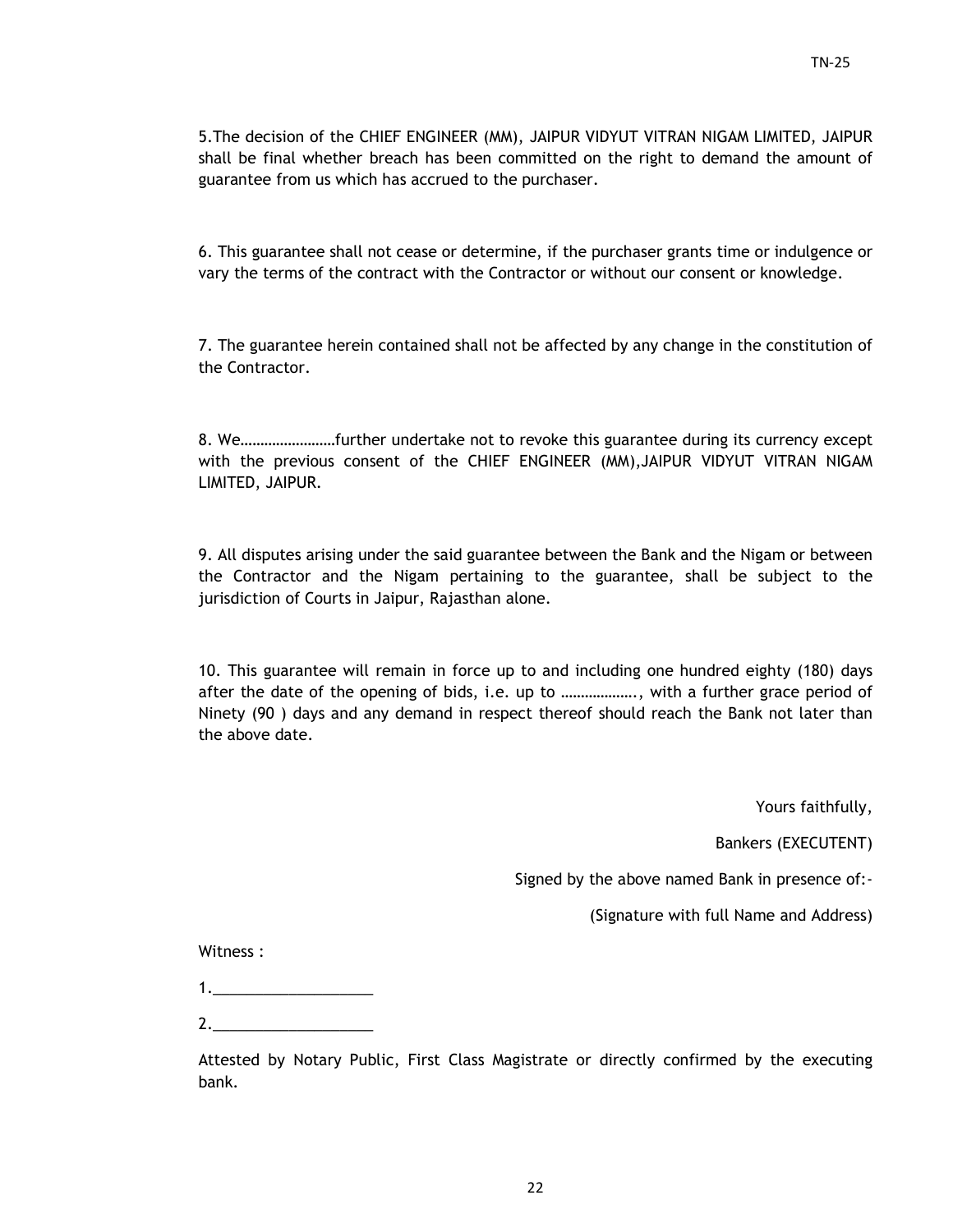5.The decision of the CHIEF ENGINEER (MM), JAIPUR VIDYUT VITRAN NIGAM LIMITED, JAIPUR shall be final whether breach has been committed on the right to demand the amount of guarantee from us which has accrued to the purchaser.

6. This guarantee shall not cease or determine, if the purchaser grants time or indulgence or vary the terms of the contract with the Contractor or without our consent or knowledge.

7. The guarantee herein contained shall not be affected by any change in the constitution of the Contractor.

8. We……………………further undertake not to revoke this guarantee during its currency except with the previous consent of the CHIEF ENGINEER (MM),JAIPUR VIDYUT VITRAN NIGAM LIMITED, JAIPUR.

9. All disputes arising under the said guarantee between the Bank and the Nigam or between the Contractor and the Nigam pertaining to the guarantee, shall be subject to the jurisdiction of Courts in Jaipur, Rajasthan alone.

10. This guarantee will remain in force up to and including one hundred eighty (180) days after the date of the opening of bids, i.e. up to ………………., with a further grace period of Ninety (90 ) days and any demand in respect thereof should reach the Bank not later than the above date.

Yours faithfully,

Bankers (EXECUTENT)

Signed by the above named Bank in presence of:-

(Signature with full Name and Address)

Witness :

1.___________________

2.___________________

Attested by Notary Public, First Class Magistrate or directly confirmed by the executing bank.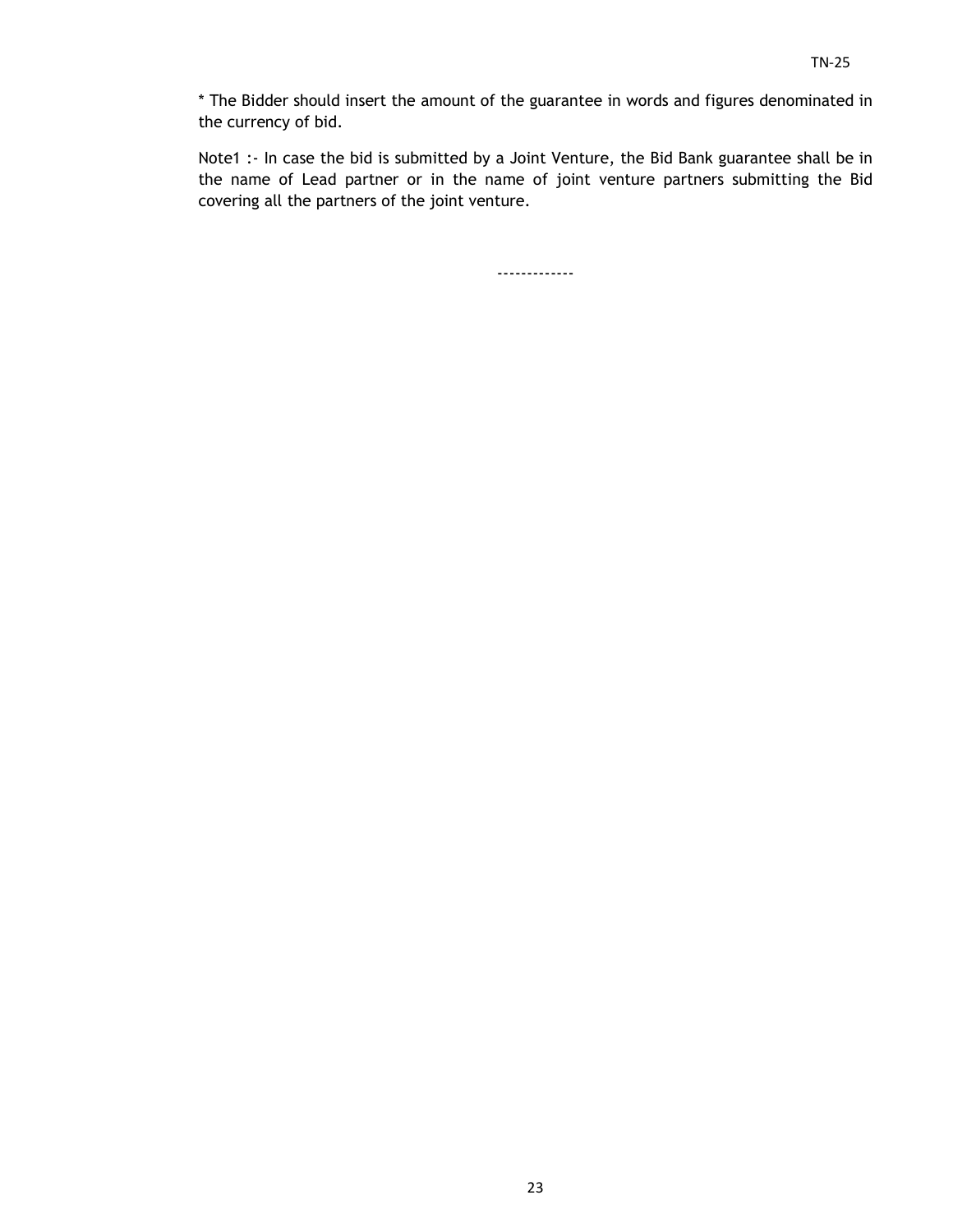* The Bidder should insert the amount of the guarantee in words and figures denominated in the currency of bid.

Note1 :- In case the bid is submitted by a Joint Venture, the Bid Bank guarantee shall be in the name of Lead partner or in the name of joint venture partners submitting the Bid covering all the partners of the joint venture.

-------------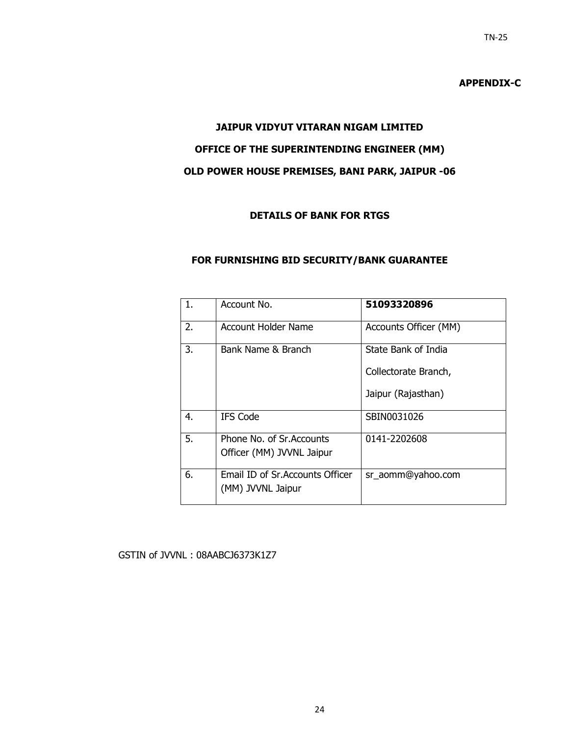**APPENDIX-C**

## JAIPUR VIDYUT VITARAN NIGAM LIMITED

## OFFICE OF THE SUPERINTENDING ENGINEER (MM)

## OLD POWER HOUSE PREMISES, BANI PARK, JAIPUR -06

### DETAILS OF BANK FOR RTGS

### FOR FURNISHING BID SECURITY/BANK GUARANTEE

| 1. | Account No. | **51093320896** |
|---|---|---|
| 2. | Account Holder Name | Accounts Officer (MM) |
| 3. | Bank Name & Branch | State Bank of India<br>Collectorate Branch,<br>Jaipur (Rajasthan) |
| 4. | IFS Code | SBIN0031026 |
| 5. | Phone No. of Sr.Accounts Officer (MM) JVVNL Jaipur | 0141-2202608 |
| 6. | Email ID of Sr.Accounts Officer (MM) JVVNL Jaipur | sr_aomm@yahoo.com |

GSTIN of JVVNL : 08AABCJ6373K1Z7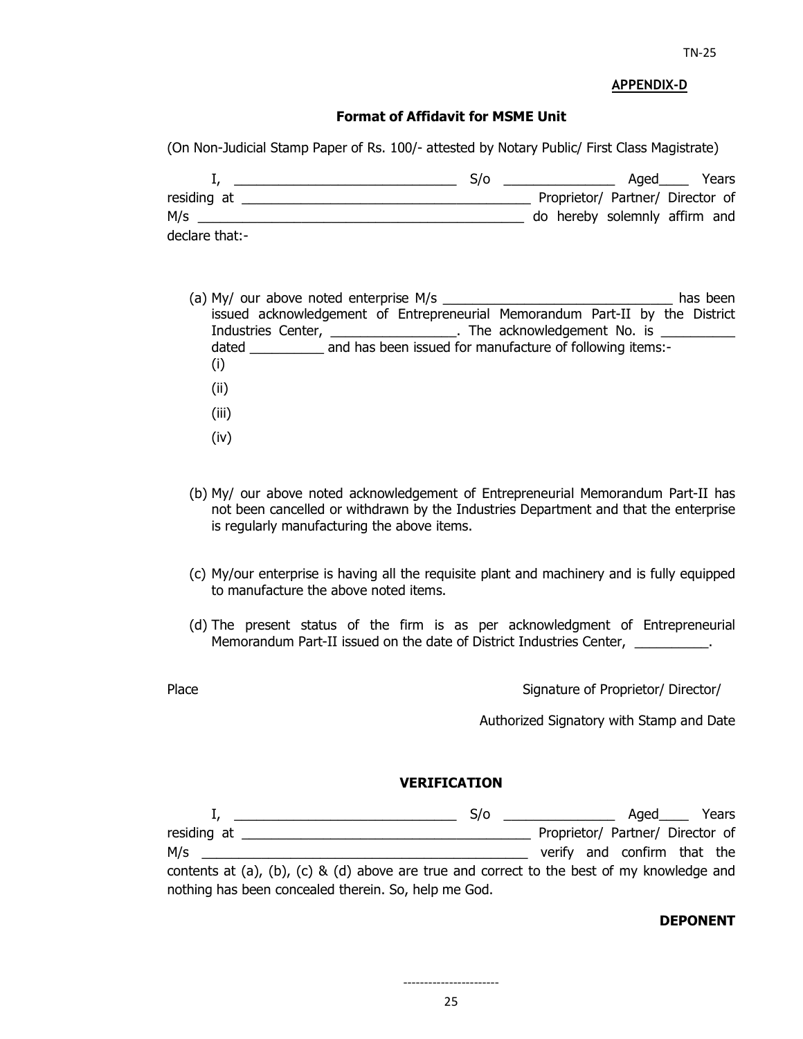**APPENDIX-D**

**Format of Affidavit for MSME Unit**

(On Non-Judicial Stamp Paper of Rs. 100/- attested by Notary Public/ First Class Magistrate)

I, ______________________________ S/o _______________ Aged____ Years residing at ________________________________________ Proprietor/ Partner/ Director of M/s ____________________________________________ do hereby solemnly affirm and declare that:-

(a) My/ our above noted enterprise M/s ______________________________ has been issued acknowledgement of Entrepreneurial Memorandum Part-II by the District Industries Center, _________________. The acknowledgement No. is __________ dated __________ and has been issued for manufacture of following items:-
   (i)
   (ii)
   (iii)
   (iv)

(b) My/ our above noted acknowledgement of Entrepreneurial Memorandum Part-II has not been cancelled or withdrawn by the Industries Department and that the enterprise is regularly manufacturing the above items.

(c) My/our enterprise is having all the requisite plant and machinery and is fully equipped to manufacture the above noted items.

(d) The present status of the firm is as per acknowledgment of Entrepreneurial Memorandum Part-II issued on the date of District Industries Center, __________.

Place

Signature of Proprietor/ Director/

Authorized Signatory with Stamp and Date

**VERIFICATION**

I, ______________________________ S/o _______________ Aged____ Years residing at ________________________________________ Proprietor/ Partner/ Director of M/s __________________________________________ verify and confirm that the contents at (a), (b), (c) & (d) above are true and correct to the best of my knowledge and nothing has been concealed therein. So, help me God.

**DEPONENT**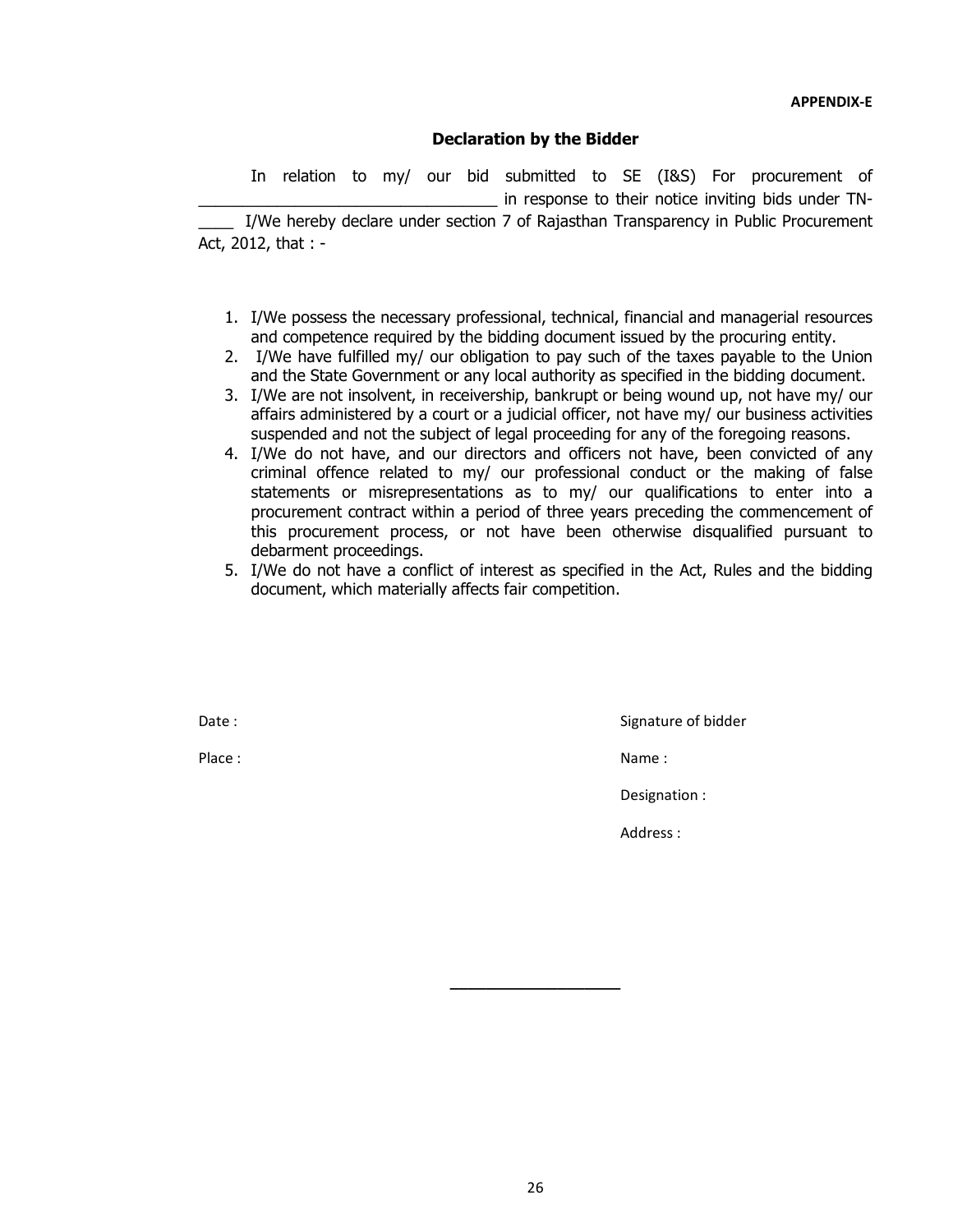**APPENDIX-E**

## Declaration by the Bidder

In relation to my/ our bid submitted to SE (I&S) For procurement of _________________________________ in response to their notice inviting bids under TN-____ I/We hereby declare under section 7 of Rajasthan Transparency in Public Procurement Act, 2012, that : -

1. I/We possess the necessary professional, technical, financial and managerial resources and competence required by the bidding document issued by the procuring entity.
2. I/We have fulfilled my/ our obligation to pay such of the taxes payable to the Union and the State Government or any local authority as specified in the bidding document.
3. I/We are not insolvent, in receivership, bankrupt or being wound up, not have my/ our affairs administered by a court or a judicial officer, not have my/ our business activities suspended and not the subject of legal proceeding for any of the foregoing reasons.
4. I/We do not have, and our directors and officers not have, been convicted of any criminal offence related to my/ our professional conduct or the making of false statements or misrepresentations as to my/ our qualifications to enter into a procurement contract within a period of three years preceding the commencement of this procurement process, or not have been otherwise disqualified pursuant to debarment proceedings.
5. I/We do not have a conflict of interest as specified in the Act, Rules and the bidding document, which materially affects fair competition.

Date :

Place :

Signature of bidder

Name :

Designation :

Address :

___________________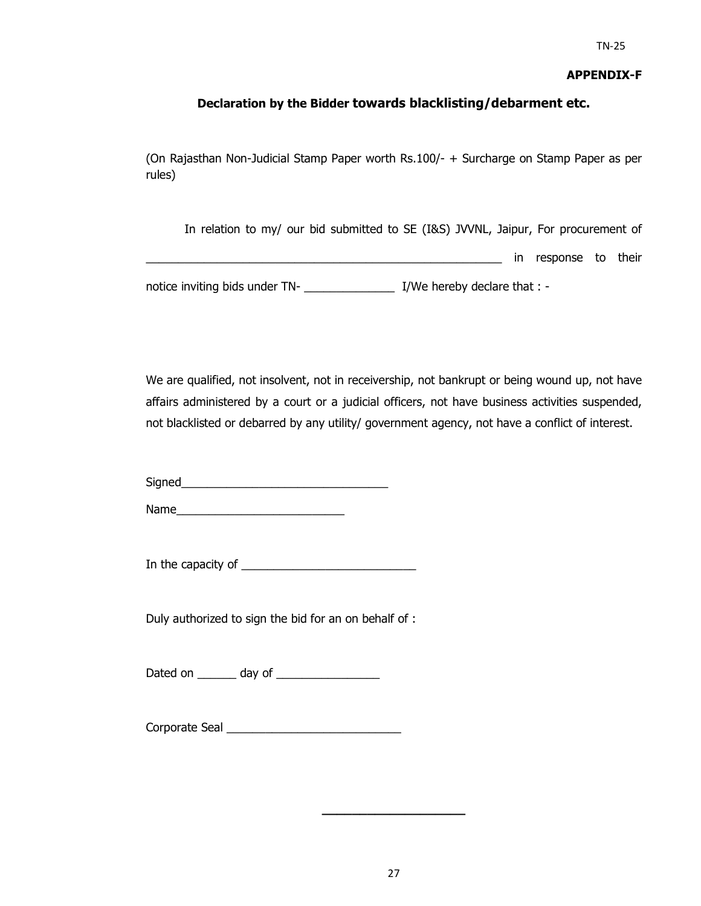TN-25

**APPENDIX-F**

## Declaration by the Bidder towards blacklisting/debarment etc.

(On Rajasthan Non-Judicial Stamp Paper worth Rs.100/- + Surcharge on Stamp Paper as per rules)

In relation to my/ our bid submitted to SE (I&S) JVVNL, Jaipur, For procurement of _________________________________________________________ in response to their notice inviting bids under TN- ______________ I/We hereby declare that : -

We are qualified, not insolvent, not in receivership, not bankrupt or being wound up, not have affairs administered by a court or a judicial officers, not have business activities suspended, not blacklisted or debarred by any utility/ government agency, not have a conflict of interest.

Signed________________________________

Name__________________________

In the capacity of ___________________________

Duly authorized to sign the bid for an on behalf of :

Dated on ______ day of ________________

Corporate Seal ___________________________